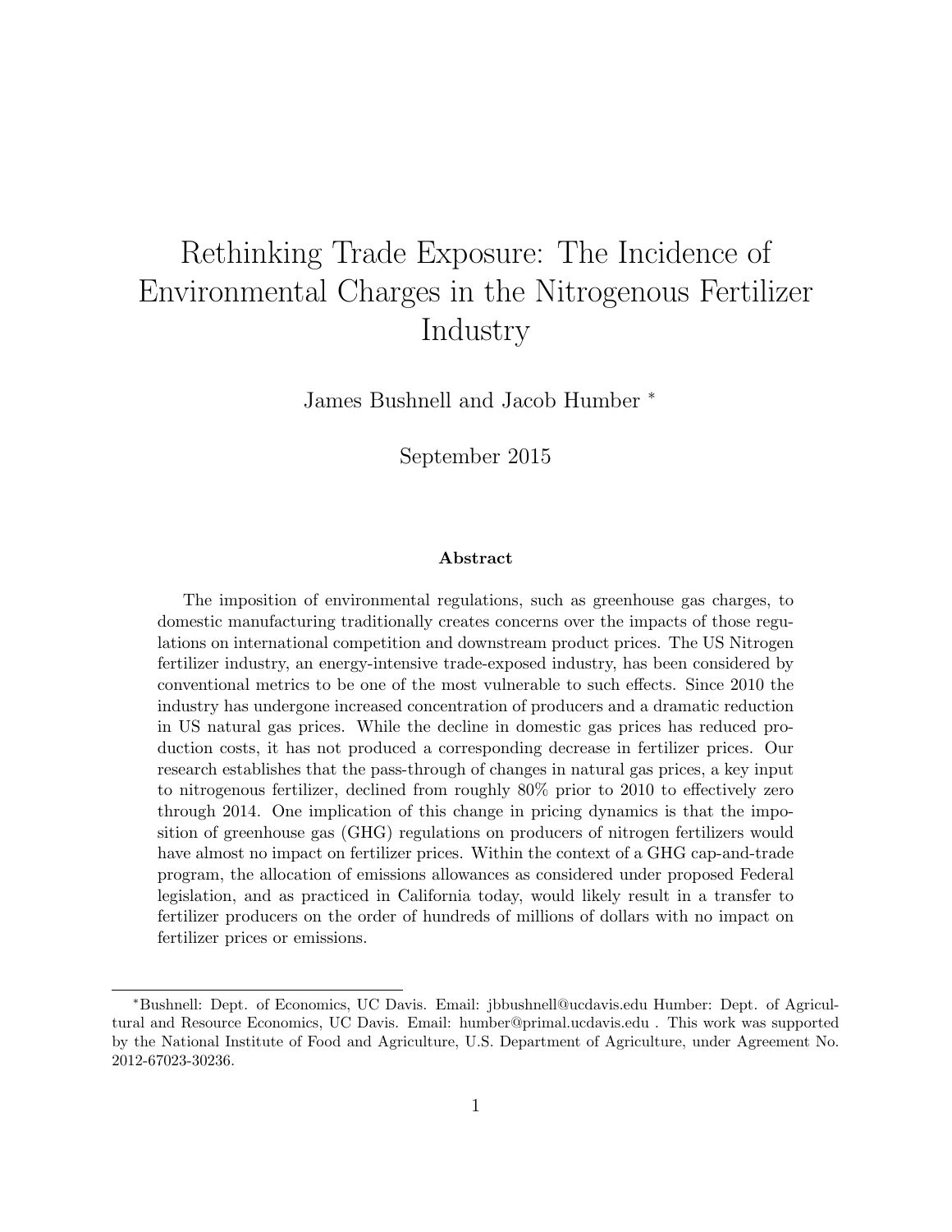# Rethinking Trade Exposure: The Incidence of Environmental Charges in the Nitrogenous Fertilizer Industry

James Bushnell and Jacob Humber [*]

September 2015

### Abstract

The imposition of environmental regulations, such as greenhouse gas charges, to domestic manufacturing traditionally creates concerns over the impacts of those regulations on international competition and downstream product prices. The US Nitrogen fertilizer industry, an energy-intensive trade-exposed industry, has been considered by conventional metrics to be one of the most vulnerable to such effects. Since 2010 the industry has undergone increased concentration of producers and a dramatic reduction in US natural gas prices. While the decline in domestic gas prices has reduced production costs, it has not produced a corresponding decrease in fertilizer prices. Our research establishes that the pass-through of changes in natural gas prices, a key input to nitrogenous fertilizer, declined from roughly 80% prior to 2010 to effectively zero through 2014. One implication of this change in pricing dynamics is that the imposition of greenhouse gas (GHG) regulations on producers of nitrogen fertilizers would have almost no impact on fertilizer prices. Within the context of a GHG cap-and-trade program, the allocation of emissions allowances as considered under proposed Federal legislation, and as practiced in California today, would likely result in a transfer to fertilizer producers on the order of hundreds of millions of dollars with no impact on fertilizer prices or emissions.

[*] Bushnell: Dept. of Economics, UC Davis. Email: jbbushnell@ucdavis.edu Humber: Dept. of Agricultural and Resource Economics, UC Davis. Email: humber@primal.ucdavis.edu . This work was supported by the National Institute of Food and Agriculture, U.S. Department of Agriculture, under Agreement No. 2012-67023-30236.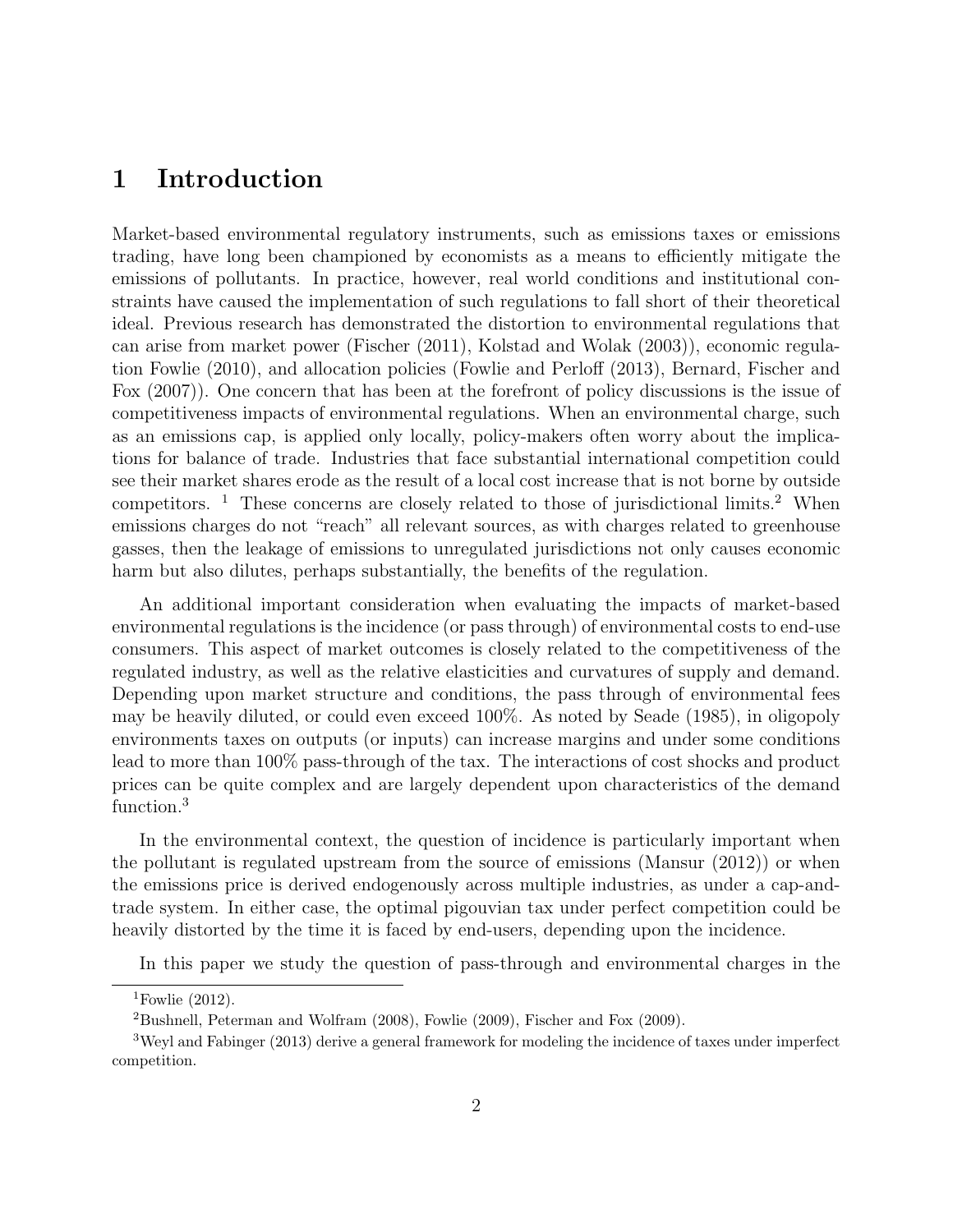# 1 Introduction

Market-based environmental regulatory instruments, such as emissions taxes or emissions trading, have long been championed by economists as a means to efficiently mitigate the emissions of pollutants. In practice, however, real world conditions and institutional constraints have caused the implementation of such regulations to fall short of their theoretical ideal. Previous research has demonstrated the distortion to environmental regulations that can arise from market power (Fischer (2011), Kolstad and Wolak (2003)), economic regulation Fowlie (2010), and allocation policies (Fowlie and Perloff (2013), Bernard, Fischer and Fox (2007)). One concern that has been at the forefront of policy discussions is the issue of competitiveness impacts of environmental regulations. When an environmental charge, such as an emissions cap, is applied only locally, policy-makers often worry about the implications for balance of trade. Industries that face substantial international competition could see their market shares erode as the result of a local cost increase that is not borne by outside competitors. [1] These concerns are closely related to those of jurisdictional limits.[2] When emissions charges do not "reach" all relevant sources, as with charges related to greenhouse gasses, then the leakage of emissions to unregulated jurisdictions not only causes economic harm but also dilutes, perhaps substantially, the benefits of the regulation.

An additional important consideration when evaluating the impacts of market-based environmental regulations is the incidence (or pass through) of environmental costs to end-use consumers. This aspect of market outcomes is closely related to the competitiveness of the regulated industry, as well as the relative elasticities and curvatures of supply and demand. Depending upon market structure and conditions, the pass through of environmental fees may be heavily diluted, or could even exceed 100%. As noted by Seade (1985), in oligopoly environments taxes on outputs (or inputs) can increase margins and under some conditions lead to more than 100% pass-through of the tax. The interactions of cost shocks and product prices can be quite complex and are largely dependent upon characteristics of the demand function.[3]

In the environmental context, the question of incidence is particularly important when the pollutant is regulated upstream from the source of emissions (Mansur (2012)) or when the emissions price is derived endogenously across multiple industries, as under a cap-and-trade system. In either case, the optimal pigouvian tax under perfect competition could be heavily distorted by the time it is faced by end-users, depending upon the incidence.

In this paper we study the question of pass-through and environmental charges in the

[1] Fowlie (2012).

[2] Bushnell, Peterman and Wolfram (2008), Fowlie (2009), Fischer and Fox (2009).

[3] Weyl and Fabinger (2013) derive a general framework for modeling the incidence of taxes under imperfect competition.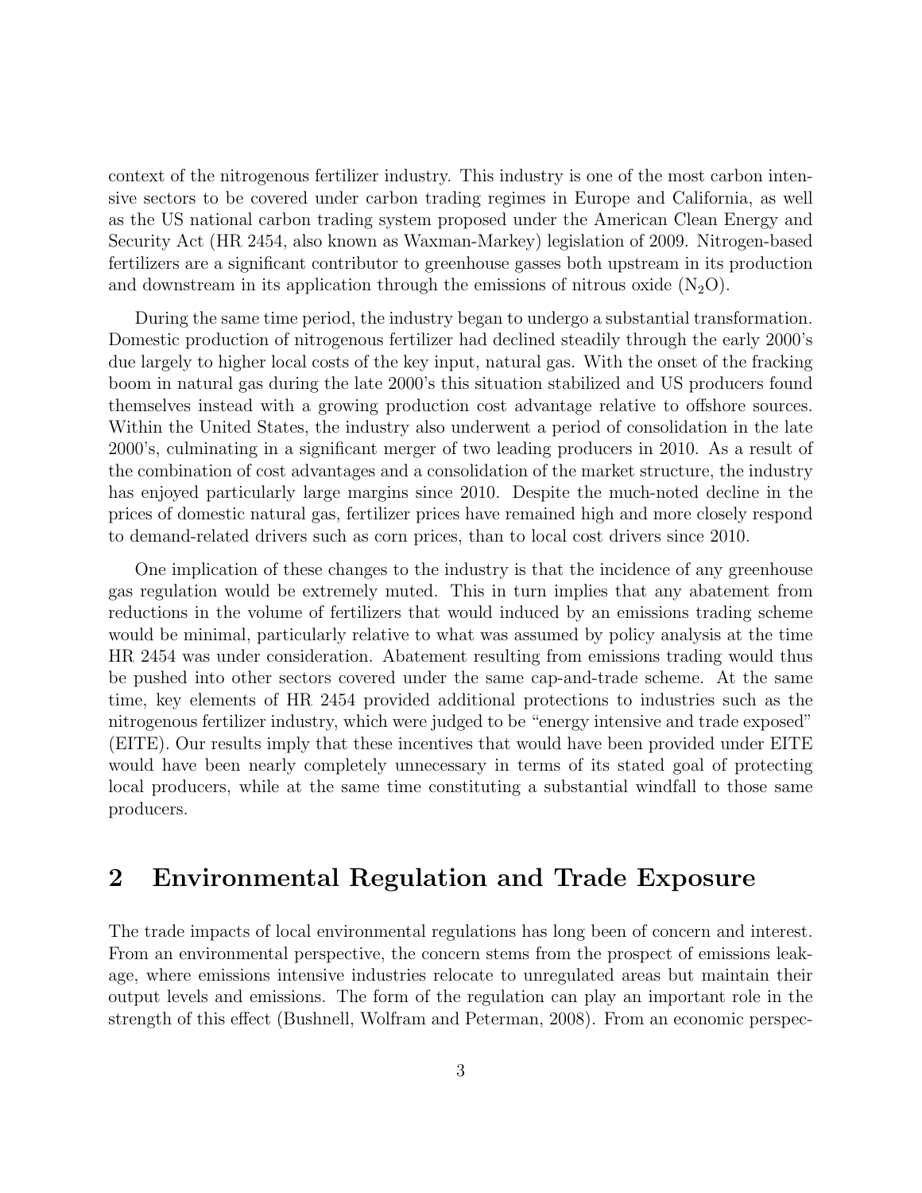context of the nitrogenous fertilizer industry. This industry is one of the most carbon intensive sectors to be covered under carbon trading regimes in Europe and California, as well as the US national carbon trading system proposed under the American Clean Energy and Security Act (HR 2454, also known as Waxman-Markey) legislation of 2009. Nitrogen-based fertilizers are a significant contributor to greenhouse gasses both upstream in its production and downstream in its application through the emissions of nitrous oxide ($N_2O$).

During the same time period, the industry began to undergo a substantial transformation. Domestic production of nitrogenous fertilizer had declined steadily through the early 2000's due largely to higher local costs of the key input, natural gas. With the onset of the fracking boom in natural gas during the late 2000's this situation stabilized and US producers found themselves instead with a growing production cost advantage relative to offshore sources. Within the United States, the industry also underwent a period of consolidation in the late 2000's, culminating in a significant merger of two leading producers in 2010. As a result of the combination of cost advantages and a consolidation of the market structure, the industry has enjoyed particularly large margins since 2010. Despite the much-noted decline in the prices of domestic natural gas, fertilizer prices have remained high and more closely respond to demand-related drivers such as corn prices, than to local cost drivers since 2010.

One implication of these changes to the industry is that the incidence of any greenhouse gas regulation would be extremely muted. This in turn implies that any abatement from reductions in the volume of fertilizers that would induced by an emissions trading scheme would be minimal, particularly relative to what was assumed by policy analysis at the time HR 2454 was under consideration. Abatement resulting from emissions trading would thus be pushed into other sectors covered under the same cap-and-trade scheme. At the same time, key elements of HR 2454 provided additional protections to industries such as the nitrogenous fertilizer industry, which were judged to be "energy intensive and trade exposed" (EITE). Our results imply that these incentives that would have been provided under EITE would have been nearly completely unnecessary in terms of its stated goal of protecting local producers, while at the same time constituting a substantial windfall to those same producers.

## 2 Environmental Regulation and Trade Exposure

The trade impacts of local environmental regulations has long been of concern and interest. From an environmental perspective, the concern stems from the prospect of emissions leakage, where emissions intensive industries relocate to unregulated areas but maintain their output levels and emissions. The form of the regulation can play an important role in the strength of this effect (Bushnell, Wolfram and Peterman, 2008). From an economic perspec-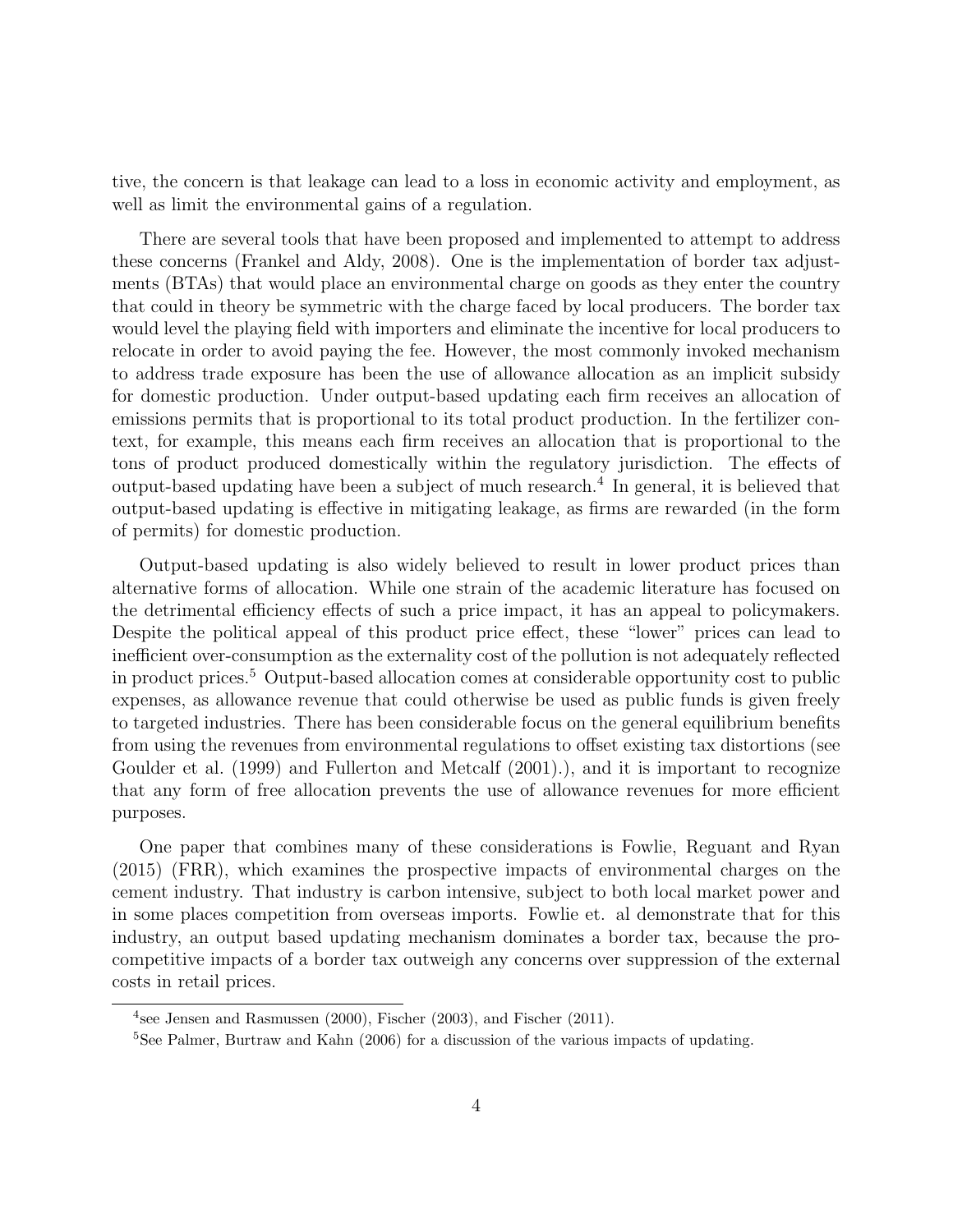tive, the concern is that leakage can lead to a loss in economic activity and employment, as well as limit the environmental gains of a regulation.

There are several tools that have been proposed and implemented to attempt to address these concerns (Frankel and Aldy, 2008). One is the implementation of border tax adjustments (BTAs) that would place an environmental charge on goods as they enter the country that could in theory be symmetric with the charge faced by local producers. The border tax would level the playing field with importers and eliminate the incentive for local producers to relocate in order to avoid paying the fee. However, the most commonly invoked mechanism to address trade exposure has been the use of allowance allocation as an implicit subsidy for domestic production. Under output-based updating each firm receives an allocation of emissions permits that is proportional to its total product production. In the fertilizer context, for example, this means each firm receives an allocation that is proportional to the tons of product produced domestically within the regulatory jurisdiction. The effects of output-based updating have been a subject of much research.[4] In general, it is believed that output-based updating is effective in mitigating leakage, as firms are rewarded (in the form of permits) for domestic production.

Output-based updating is also widely believed to result in lower product prices than alternative forms of allocation. While one strain of the academic literature has focused on the detrimental efficiency effects of such a price impact, it has an appeal to policymakers. Despite the political appeal of this product price effect, these "lower" prices can lead to inefficient over-consumption as the externality cost of the pollution is not adequately reflected in product prices.[5] Output-based allocation comes at considerable opportunity cost to public expenses, as allowance revenue that could otherwise be used as public funds is given freely to targeted industries. There has been considerable focus on the general equilibrium benefits from using the revenues from environmental regulations to offset existing tax distortions (see Goulder et al. (1999) and Fullerton and Metcalf (2001).), and it is important to recognize that any form of free allocation prevents the use of allowance revenues for more efficient purposes.

One paper that combines many of these considerations is Fowlie, Reguant and Ryan (2015) (FRR), which examines the prospective impacts of environmental charges on the cement industry. That industry is carbon intensive, subject to both local market power and in some places competition from overseas imports. Fowlie et. al demonstrate that for this industry, an output based updating mechanism dominates a border tax, because the pro-competitive impacts of a border tax outweigh any concerns over suppression of the external costs in retail prices.

[4] see Jensen and Rasmussen (2000), Fischer (2003), and Fischer (2011).

[5] See Palmer, Burtraw and Kahn (2006) for a discussion of the various impacts of updating.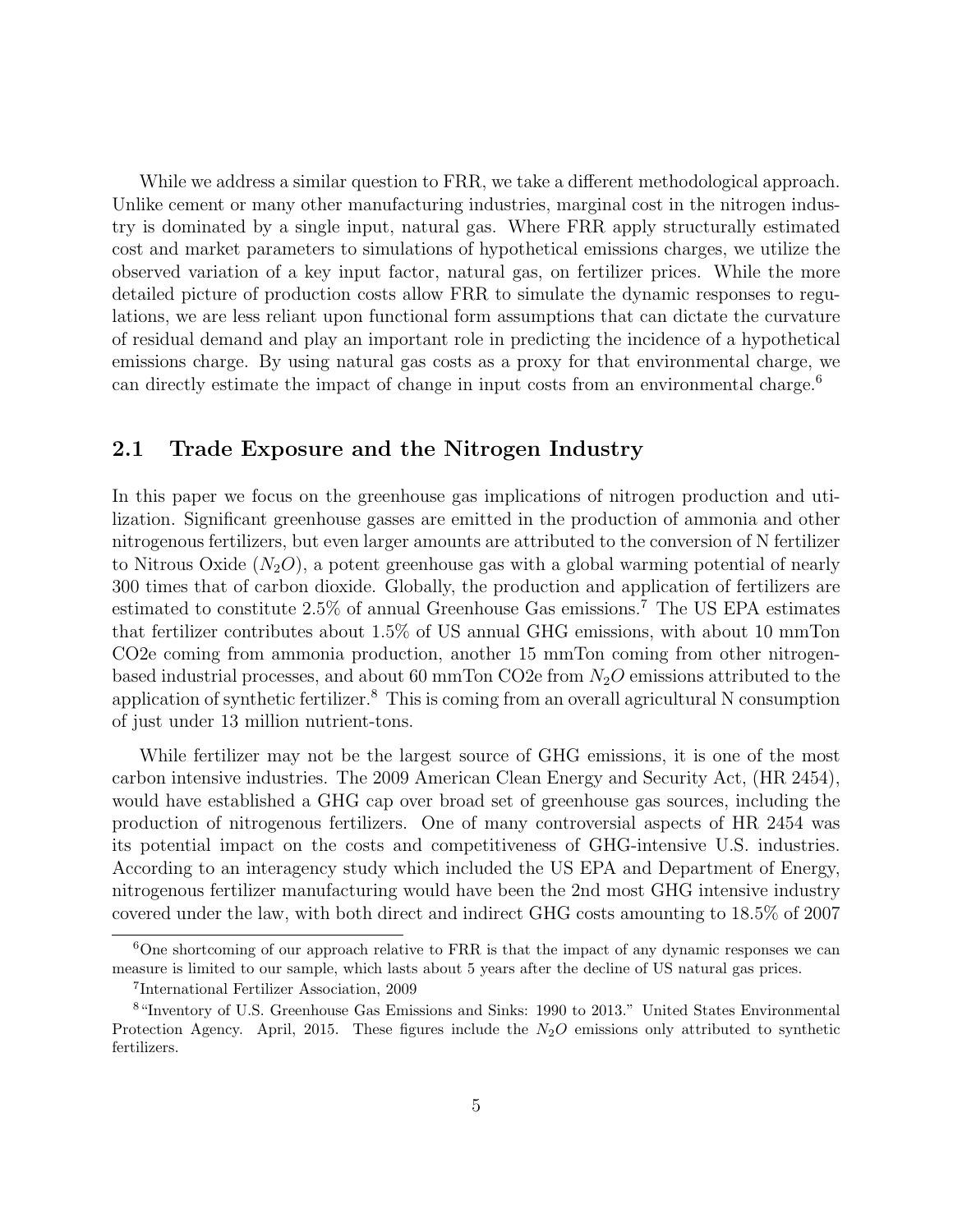While we address a similar question to FRR, we take a different methodological approach. Unlike cement or many other manufacturing industries, marginal cost in the nitrogen industry is dominated by a single input, natural gas. Where FRR apply structurally estimated cost and market parameters to simulations of hypothetical emissions charges, we utilize the observed variation of a key input factor, natural gas, on fertilizer prices. While the more detailed picture of production costs allow FRR to simulate the dynamic responses to regulations, we are less reliant upon functional form assumptions that can dictate the curvature of residual demand and play an important role in predicting the incidence of a hypothetical emissions charge. By using natural gas costs as a proxy for that environmental charge, we can directly estimate the impact of change in input costs from an environmental charge.[6]

## 2.1 Trade Exposure and the Nitrogen Industry

In this paper we focus on the greenhouse gas implications of nitrogen production and utilization. Significant greenhouse gasses are emitted in the production of ammonia and other nitrogenous fertilizers, but even larger amounts are attributed to the conversion of N fertilizer to Nitrous Oxide ($N_2O$), a potent greenhouse gas with a global warming potential of nearly 300 times that of carbon dioxide. Globally, the production and application of fertilizers are estimated to constitute 2.5% of annual Greenhouse Gas emissions.[7] The US EPA estimates that fertilizer contributes about 1.5% of US annual GHG emissions, with about 10 mmTon CO2e coming from ammonia production, another 15 mmTon coming from other nitrogen-based industrial processes, and about 60 mmTon CO2e from $N_2O$ emissions attributed to the application of synthetic fertilizer.[8] This is coming from an overall agricultural N consumption of just under 13 million nutrient-tons.

While fertilizer may not be the largest source of GHG emissions, it is one of the most carbon intensive industries. The 2009 American Clean Energy and Security Act, (HR 2454), would have established a GHG cap over broad set of greenhouse gas sources, including the production of nitrogenous fertilizers. One of many controversial aspects of HR 2454 was its potential impact on the costs and competitiveness of GHG-intensive U.S. industries. According to an interagency study which included the US EPA and Department of Energy, nitrogenous fertilizer manufacturing would have been the 2nd most GHG intensive industry covered under the law, with both direct and indirect GHG costs amounting to 18.5% of 2007

---

[6] One shortcoming of our approach relative to FRR is that the impact of any dynamic responses we can measure is limited to our sample, which lasts about 5 years after the decline of US natural gas prices.

[7] International Fertilizer Association, 2009

[8] "Inventory of U.S. Greenhouse Gas Emissions and Sinks: 1990 to 2013." United States Environmental Protection Agency. April, 2015. These figures include the $N_2O$ emissions only attributed to synthetic fertilizers.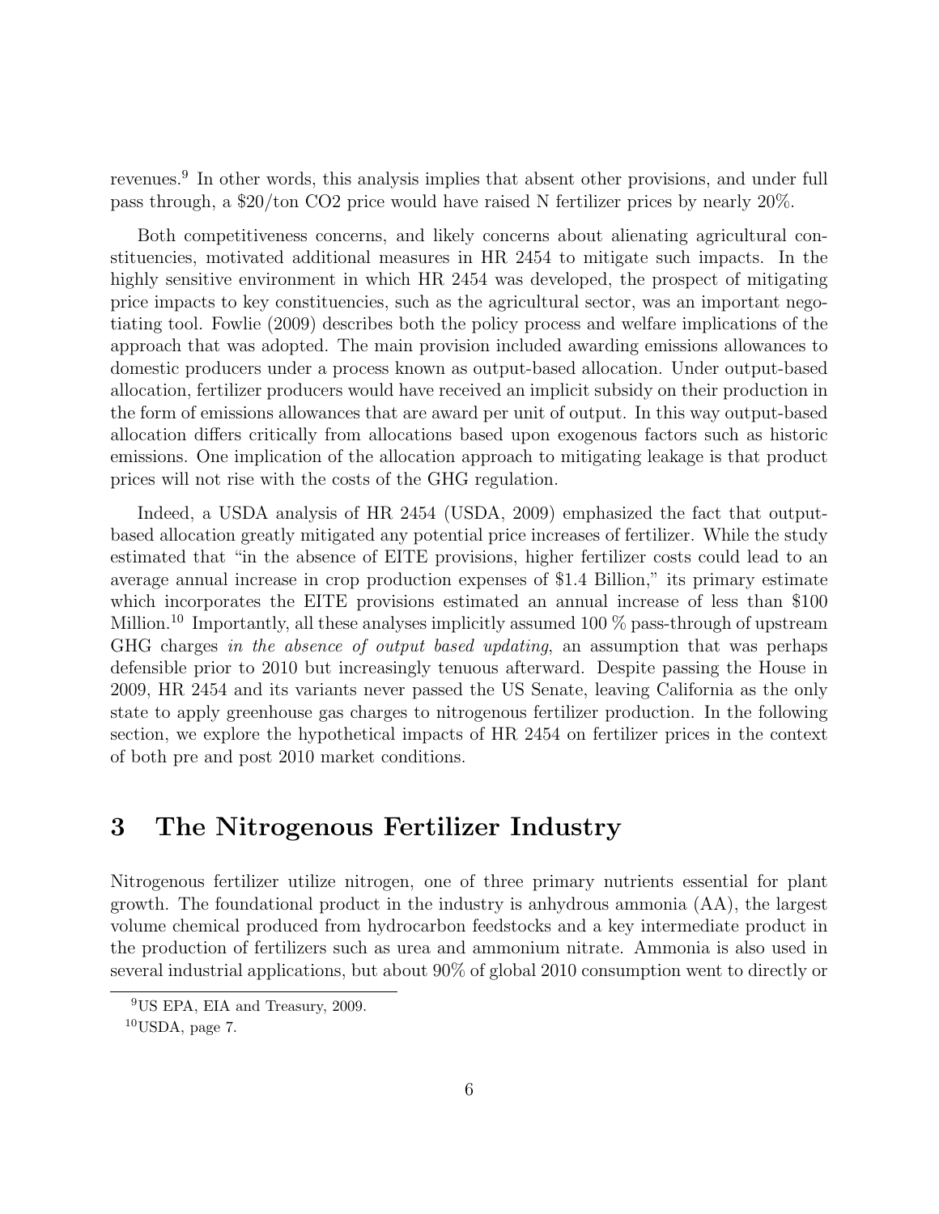revenues.[9] In other words, this analysis implies that absent other provisions, and under full pass through, a $20/ton CO2 price would have raised N fertilizer prices by nearly 20%.

Both competitiveness concerns, and likely concerns about alienating agricultural constituencies, motivated additional measures in HR 2454 to mitigate such impacts. In the highly sensitive environment in which HR 2454 was developed, the prospect of mitigating price impacts to key constituencies, such as the agricultural sector, was an important negotiating tool. Fowlie (2009) describes both the policy process and welfare implications of the approach that was adopted. The main provision included awarding emissions allowances to domestic producers under a process known as output-based allocation. Under output-based allocation, fertilizer producers would have received an implicit subsidy on their production in the form of emissions allowances that are award per unit of output. In this way output-based allocation differs critically from allocations based upon exogenous factors such as historic emissions. One implication of the allocation approach to mitigating leakage is that product prices will not rise with the costs of the GHG regulation.

Indeed, a USDA analysis of HR 2454 (USDA, 2009) emphasized the fact that output-based allocation greatly mitigated any potential price increases of fertilizer. While the study estimated that "in the absence of EITE provisions, higher fertilizer costs could lead to an average annual increase in crop production expenses of $1.4 Billion," its primary estimate which incorporates the EITE provisions estimated an annual increase of less than $100 Million.[10] Importantly, all these analyses implicitly assumed 100 % pass-through of upstream GHG charges *in the absence of output based updating*, an assumption that was perhaps defensible prior to 2010 but increasingly tenuous afterward. Despite passing the House in 2009, HR 2454 and its variants never passed the US Senate, leaving California as the only state to apply greenhouse gas charges to nitrogenous fertilizer production. In the following section, we explore the hypothetical impacts of HR 2454 on fertilizer prices in the context of both pre and post 2010 market conditions.

# 3 The Nitrogenous Fertilizer Industry

Nitrogenous fertilizer utilize nitrogen, one of three primary nutrients essential for plant growth. The foundational product in the industry is anhydrous ammonia (AA), the largest volume chemical produced from hydrocarbon feedstocks and a key intermediate product in the production of fertilizers such as urea and ammonium nitrate. Ammonia is also used in several industrial applications, but about 90% of global 2010 consumption went to directly or

[9] US EPA, EIA and Treasury, 2009.

[10] USDA, page 7.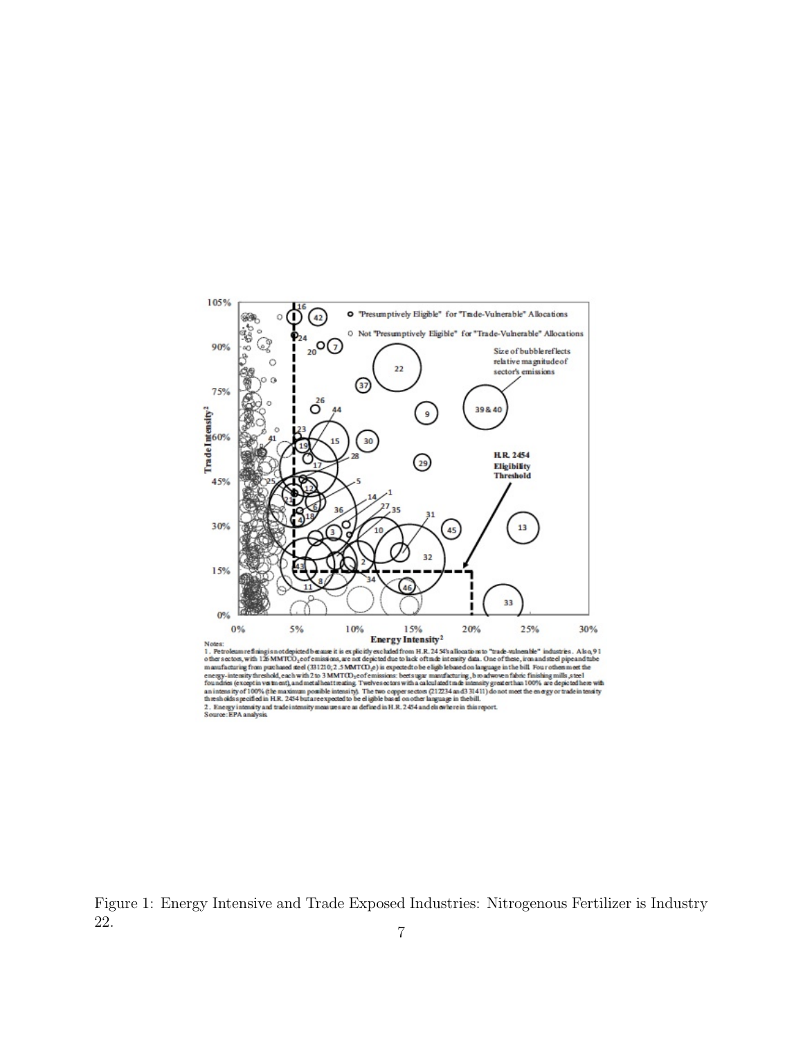Figure 1: Energy Intensive and Trade Exposed Industries: Nitrogenous Fertilizer is Industry 22.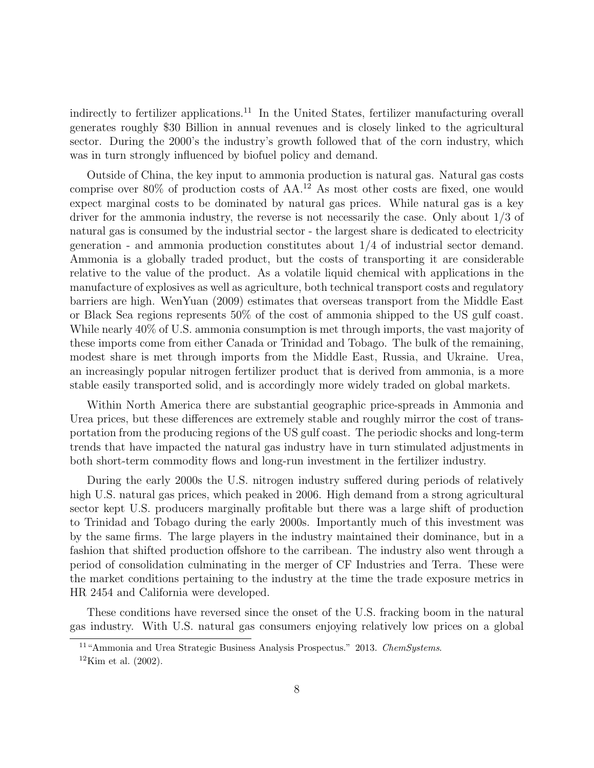indirectly to fertilizer applications.[11] In the United States, fertilizer manufacturing overall generates roughly $30 Billion in annual revenues and is closely linked to the agricultural sector. During the 2000's the industry's growth followed that of the corn industry, which was in turn strongly influenced by biofuel policy and demand.

Outside of China, the key input to ammonia production is natural gas. Natural gas costs comprise over 80% of production costs of AA.[12] As most other costs are fixed, one would expect marginal costs to be dominated by natural gas prices. While natural gas is a key driver for the ammonia industry, the reverse is not necessarily the case. Only about 1/3 of natural gas is consumed by the industrial sector - the largest share is dedicated to electricity generation - and ammonia production constitutes about 1/4 of industrial sector demand. Ammonia is a globally traded product, but the costs of transporting it are considerable relative to the value of the product. As a volatile liquid chemical with applications in the manufacture of explosives as well as agriculture, both technical transport costs and regulatory barriers are high. WenYuan (2009) estimates that overseas transport from the Middle East or Black Sea regions represents 50% of the cost of ammonia shipped to the US gulf coast. While nearly 40% of U.S. ammonia consumption is met through imports, the vast majority of these imports come from either Canada or Trinidad and Tobago. The bulk of the remaining, modest share is met through imports from the Middle East, Russia, and Ukraine. Urea, an increasingly popular nitrogen fertilizer product that is derived from ammonia, is a more stable easily transported solid, and is accordingly more widely traded on global markets.

Within North America there are substantial geographic price-spreads in Ammonia and Urea prices, but these differences are extremely stable and roughly mirror the cost of transportation from the producing regions of the US gulf coast. The periodic shocks and long-term trends that have impacted the natural gas industry have in turn stimulated adjustments in both short-term commodity flows and long-run investment in the fertilizer industry.

During the early 2000s the U.S. nitrogen industry suffered during periods of relatively high U.S. natural gas prices, which peaked in 2006. High demand from a strong agricultural sector kept U.S. producers marginally profitable but there was a large shift of production to Trinidad and Tobago during the early 2000s. Importantly much of this investment was by the same firms. The large players in the industry maintained their dominance, but in a fashion that shifted production offshore to the carribean. The industry also went through a period of consolidation culminating in the merger of CF Industries and Terra. These were the market conditions pertaining to the industry at the time the trade exposure metrics in HR 2454 and California were developed.

These conditions have reversed since the onset of the U.S. fracking boom in the natural gas industry. With U.S. natural gas consumers enjoying relatively low prices on a global

[11] "Ammonia and Urea Strategic Business Analysis Prospectus." 2013. *ChemSystems*.

[12] Kim et al. (2002).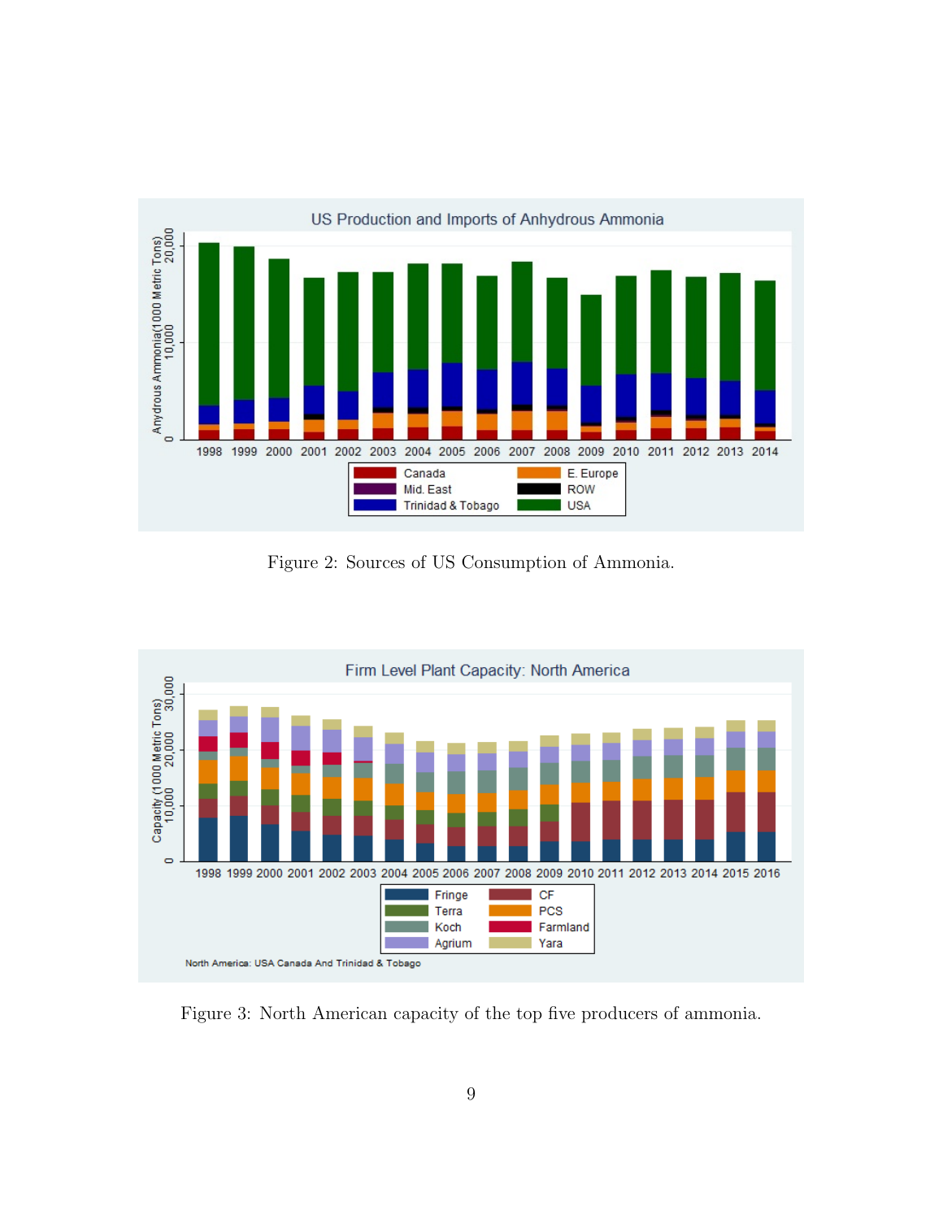Figure 2: Sources of US Consumption of Ammonia.

Figure 3: North American capacity of the top five producers of ammonia.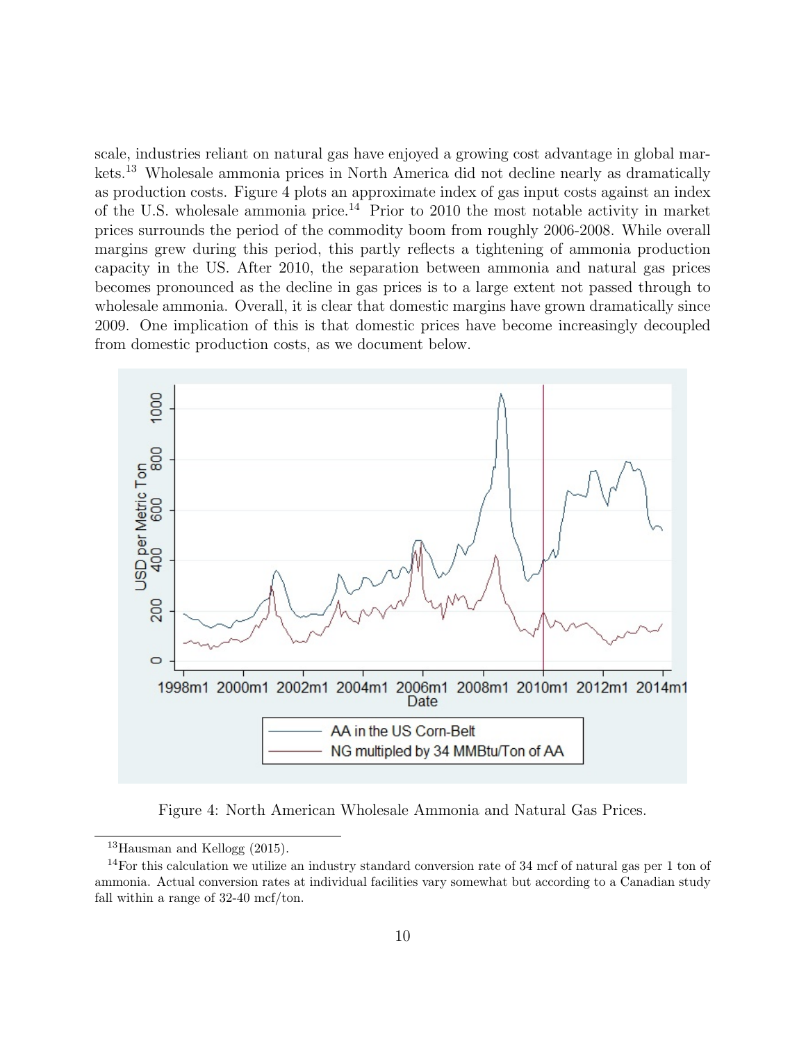scale, industries reliant on natural gas have enjoyed a growing cost advantage in global markets.[13] Wholesale ammonia prices in North America did not decline nearly as dramatically as production costs. Figure 4 plots an approximate index of gas input costs against an index of the U.S. wholesale ammonia price.[14] Prior to 2010 the most notable activity in market prices surrounds the period of the commodity boom from roughly 2006-2008. While overall margins grew during this period, this partly reflects a tightening of ammonia production capacity in the US. After 2010, the separation between ammonia and natural gas prices becomes pronounced as the decline in gas prices is to a large extent not passed through to wholesale ammonia. Overall, it is clear that domestic margins have grown dramatically since 2009. One implication of this is that domestic prices have become increasingly decoupled from domestic production costs, as we document below.

Figure 4: North American Wholesale Ammonia and Natural Gas Prices.

[13] Hausman and Kellogg (2015).

[14] For this calculation we utilize an industry standard conversion rate of 34 mcf of natural gas per 1 ton of ammonia. Actual conversion rates at individual facilities vary somewhat but according to a Canadian study fall within a range of 32-40 mcf/ton.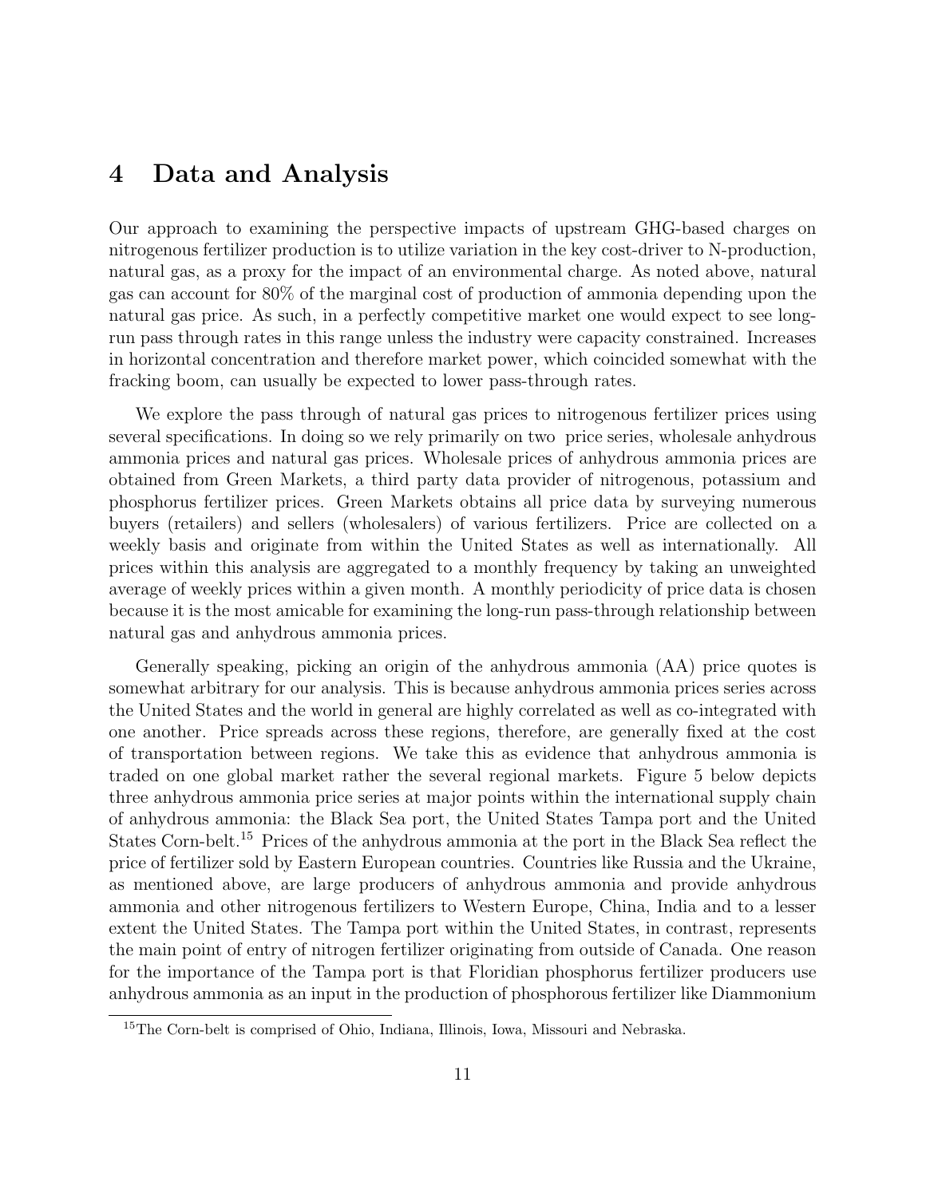# 4 Data and Analysis

Our approach to examining the perspective impacts of upstream GHG-based charges on nitrogenous fertilizer production is to utilize variation in the key cost-driver to N-production, natural gas, as a proxy for the impact of an environmental charge. As noted above, natural gas can account for 80% of the marginal cost of production of ammonia depending upon the natural gas price. As such, in a perfectly competitive market one would expect to see long-run pass through rates in this range unless the industry were capacity constrained. Increases in horizontal concentration and therefore market power, which coincided somewhat with the fracking boom, can usually be expected to lower pass-through rates.

We explore the pass through of natural gas prices to nitrogenous fertilizer prices using several specifications. In doing so we rely primarily on two price series, wholesale anhydrous ammonia prices and natural gas prices. Wholesale prices of anhydrous ammonia prices are obtained from Green Markets, a third party data provider of nitrogenous, potassium and phosphorus fertilizer prices. Green Markets obtains all price data by surveying numerous buyers (retailers) and sellers (wholesalers) of various fertilizers. Price are collected on a weekly basis and originate from within the United States as well as internationally. All prices within this analysis are aggregated to a monthly frequency by taking an unweighted average of weekly prices within a given month. A monthly periodicity of price data is chosen because it is the most amicable for examining the long-run pass-through relationship between natural gas and anhydrous ammonia prices.

Generally speaking, picking an origin of the anhydrous ammonia (AA) price quotes is somewhat arbitrary for our analysis. This is because anhydrous ammonia prices series across the United States and the world in general are highly correlated as well as co-integrated with one another. Price spreads across these regions, therefore, are generally fixed at the cost of transportation between regions. We take this as evidence that anhydrous ammonia is traded on one global market rather the several regional markets. Figure 5 below depicts three anhydrous ammonia price series at major points within the international supply chain of anhydrous ammonia: the Black Sea port, the United States Tampa port and the United States Corn-belt.[15] Prices of the anhydrous ammonia at the port in the Black Sea reflect the price of fertilizer sold by Eastern European countries. Countries like Russia and the Ukraine, as mentioned above, are large producers of anhydrous ammonia and provide anhydrous ammonia and other nitrogenous fertilizers to Western Europe, China, India and to a lesser extent the United States. The Tampa port within the United States, in contrast, represents the main point of entry of nitrogen fertilizer originating from outside of Canada. One reason for the importance of the Tampa port is that Floridian phosphorus fertilizer producers use anhydrous ammonia as an input in the production of phosphorous fertilizer like Diammonium

[15] The Corn-belt is comprised of Ohio, Indiana, Illinois, Iowa, Missouri and Nebraska.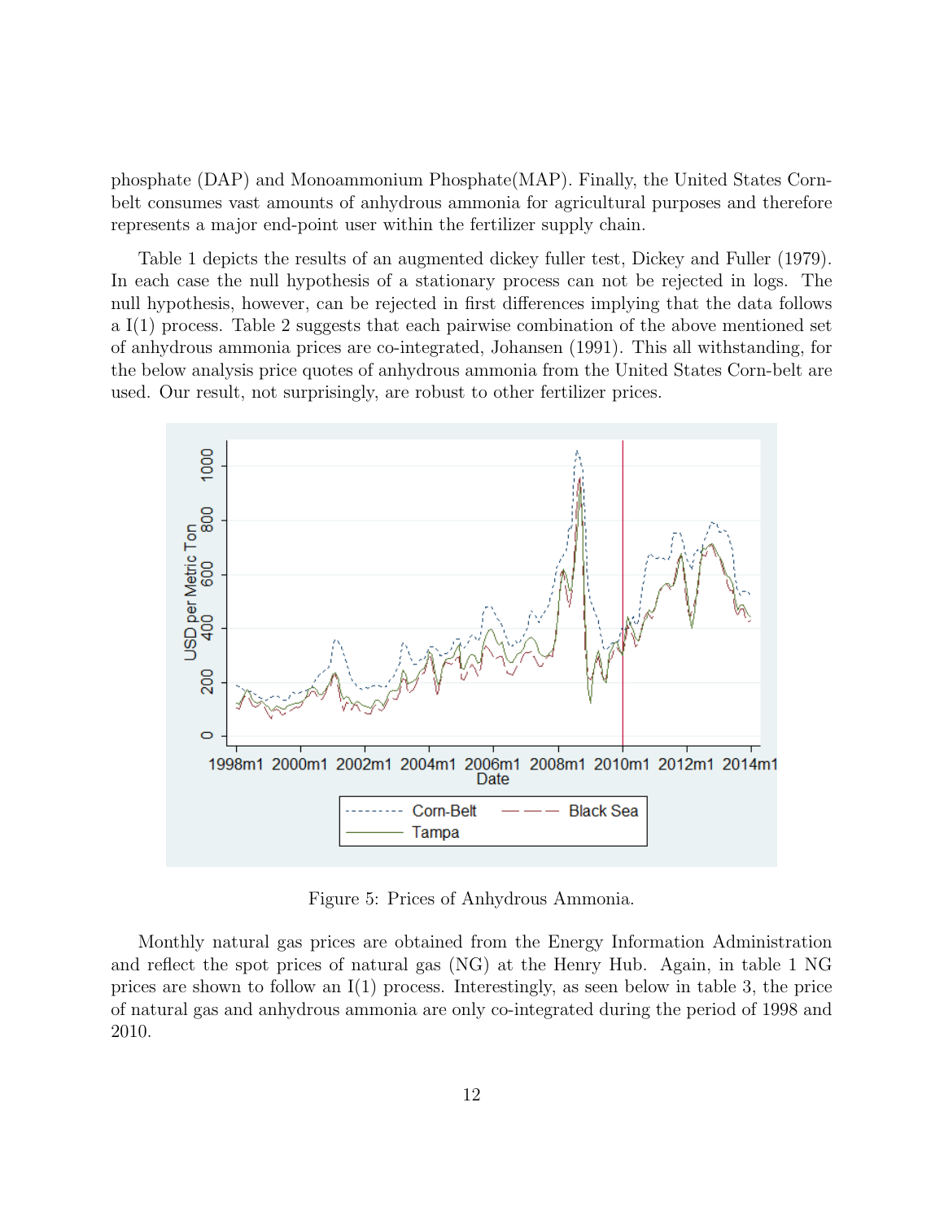phosphate (DAP) and Monoammonium Phosphate(MAP). Finally, the United States Corn-belt consumes vast amounts of anhydrous ammonia for agricultural purposes and therefore represents a major end-point user within the fertilizer supply chain.

Table 1 depicts the results of an augmented dickey fuller test, Dickey and Fuller (1979). In each case the null hypothesis of a stationary process can not be rejected in logs. The null hypothesis, however, can be rejected in first differences implying that the data follows a I(1) process. Table 2 suggests that each pairwise combination of the above mentioned set of anhydrous ammonia prices are co-integrated, Johansen (1991). This all withstanding, for the below analysis price quotes of anhydrous ammonia from the United States Corn-belt are used. Our result, not surprisingly, are robust to other fertilizer prices.

Figure 5: Prices of Anhydrous Ammonia.

Monthly natural gas prices are obtained from the Energy Information Administration and reflect the spot prices of natural gas (NG) at the Henry Hub. Again, in table 1 NG prices are shown to follow an I(1) process. Interestingly, as seen below in table 3, the price of natural gas and anhydrous ammonia are only co-integrated during the period of 1998 and 2010.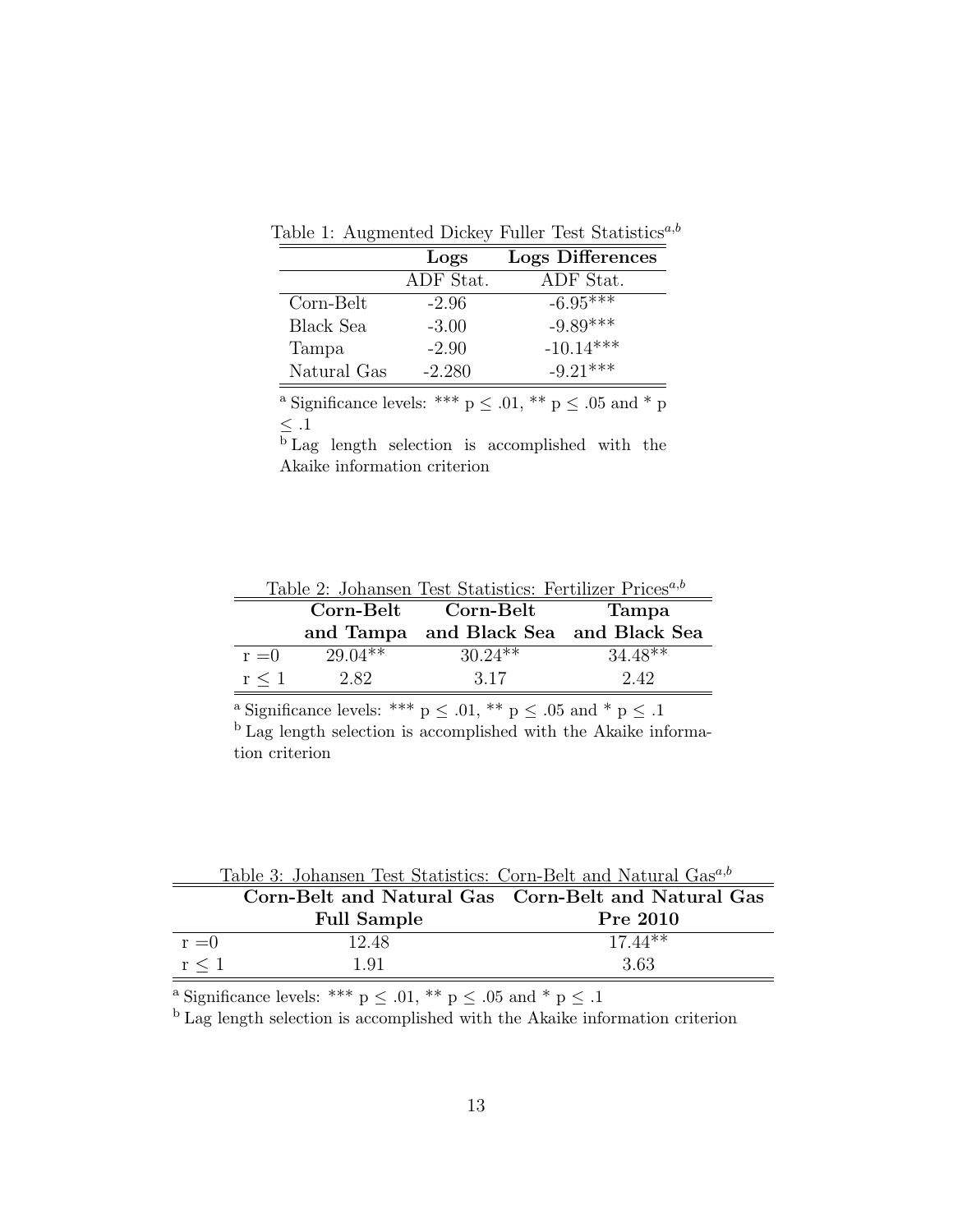Table 1: Augmented Dickey Fuller Test Statistics[a,b]

| | Logs | Logs Differences |
|---|---|---|
| | ADF Stat. | ADF Stat. |
| Corn-Belt | -2.96 | -6.95*** |
| Black Sea | -3.00 | -9.89*** |
| Tampa | -2.90 | -10.14*** |
| Natural Gas | -2.280 | -9.21*** |

[a] Significance levels: *** $p \leq .01$, ** $p \leq .05$ and * $p \leq .1$

[b] Lag length selection is accomplished with the Akaike information criterion

Table 2: Johansen Test Statistics: Fertilizer Prices[a,b]

| | Corn-Belt and Tampa | Corn-Belt and Black Sea | Tampa and Black Sea |
|---|---|---|---|
| $r = 0$ | 29.04** | 30.24** | 34.48** |
| $r \leq 1$ | 2.82 | 3.17 | 2.42 |

[a] Significance levels: *** $p \leq .01$, ** $p \leq .05$ and * $p \leq .1$

[b] Lag length selection is accomplished with the Akaike information criterion

Table 3: Johansen Test Statistics: Corn-Belt and Natural Gas[a,b]

| | Corn-Belt and Natural Gas Full Sample | Corn-Belt and Natural Gas Pre 2010 |
|---|---|---|
| $r = 0$ | 12.48 | 17.44** |
| $r \leq 1$ | 1.91 | 3.63 |

[a] Significance levels: *** $p \leq .01$, ** $p \leq .05$ and * $p \leq .1$

[b] Lag length selection is accomplished with the Akaike information criterion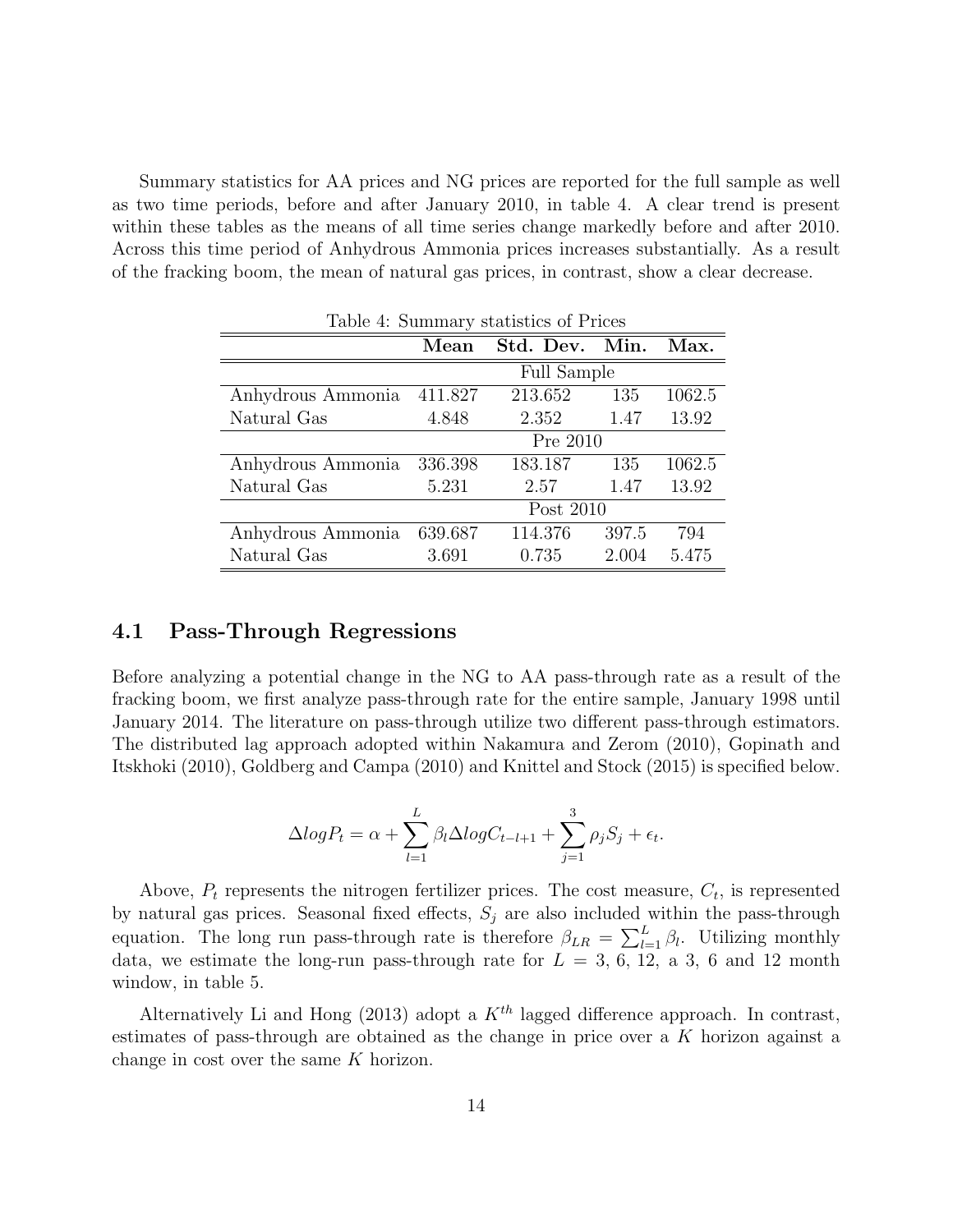Summary statistics for AA prices and NG prices are reported for the full sample as well as two time periods, before and after January 2010, in table 4. A clear trend is present within these tables as the means of all time series change markedly before and after 2010. Across this time period of Anhydrous Ammonia prices increases substantially. As a result of the fracking boom, the mean of natural gas prices, in contrast, show a clear decrease.

Table 4: Summary statistics of Prices

| | **Mean** | **Std. Dev.** | **Min.** | **Max.** |
|---|---|---|---|---|
| | Full Sample | | | |
| Anhydrous Ammonia | 411.827 | 213.652 | 135 | 1062.5 |
| Natural Gas | 4.848 | 2.352 | 1.47 | 13.92 |
| | Pre 2010 | | | |
| Anhydrous Ammonia | 336.398 | 183.187 | 135 | 1062.5 |
| Natural Gas | 5.231 | 2.57 | 1.47 | 13.92 |
| | Post 2010 | | | |
| Anhydrous Ammonia | 639.687 | 114.376 | 397.5 | 794 |
| Natural Gas | 3.691 | 0.735 | 2.004 | 5.475 |

## 4.1 Pass-Through Regressions

Before analyzing a potential change in the NG to AA pass-through rate as a result of the fracking boom, we first analyze pass-through rate for the entire sample, January 1998 until January 2014. The literature on pass-through utilize two different pass-through estimators. The distributed lag approach adopted within Nakamura and Zerom (2010), Gopinath and Itskhoki (2010), Goldberg and Campa (2010) and Knittel and Stock (2015) is specified below.

$$\Delta logP_t = \alpha + \sum_{l=1}^{L} \beta_l \Delta logC_{t-l+1} + \sum_{j=1}^{3} \rho_j S_j + \epsilon_t.$$

Above, $P_t$ represents the nitrogen fertilizer prices. The cost measure, $C_t$, is represented by natural gas prices. Seasonal fixed effects, $S_j$ are also included within the pass-through equation. The long run pass-through rate is therefore $\beta_{LR} = \sum_{l=1}^{L} \beta_l$. Utilizing monthly data, we estimate the long-run pass-through rate for $L$ = 3, 6, 12, a 3, 6 and 12 month window, in table 5.

Alternatively Li and Hong (2013) adopt a $K^{th}$ lagged difference approach. In contrast, estimates of pass-through are obtained as the change in price over a $K$ horizon against a change in cost over the same $K$ horizon.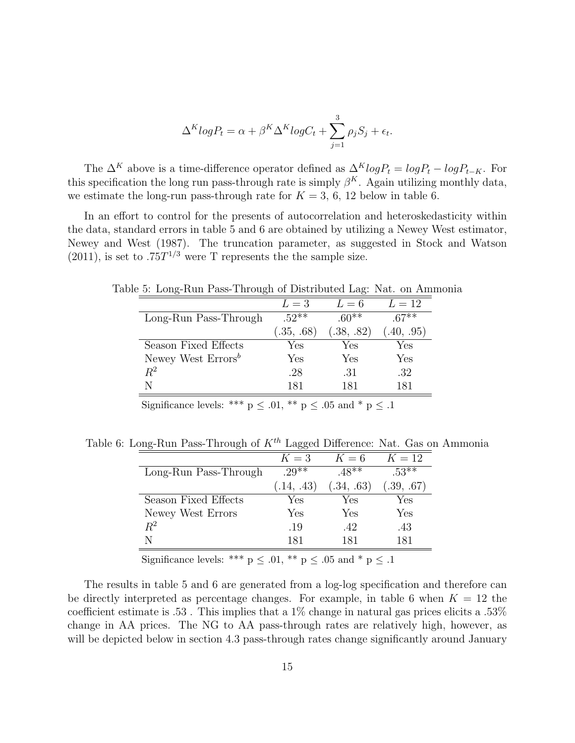$$\Delta^K logP_t = \alpha + \beta^K \Delta^K logC_t + \sum_{j=1}^{3} \rho_j S_j + \epsilon_t.$$

The $\Delta^K$ above is a time-difference operator defined as $\Delta^K logP_t = logP_t - logP_{t-K}$. For this specification the long run pass-through rate is simply $\beta^K$. Again utilizing monthly data, we estimate the long-run pass-through rate for $K = 3$, 6, 12 below in table 6.

In an effort to control for the presents of autocorrelation and heteroskedasticity within the data, standard errors in table 5 and 6 are obtained by utilizing a Newey West estimator, Newey and West (1987). The truncation parameter, as suggested in Stock and Watson (2011), is set to $.75T^{1/3}$ were T represents the the sample size.

Table 5: Long-Run Pass-Through of Distributed Lag: Nat. on Ammonia

| | $L = 3$ | $L = 6$ | $L = 12$ |
|---|---|---|---|
| Long-Run Pass-Through | .52** | .60** | .67** |
| | (.35, .68) | (.38, .82) | (.40, .95) |
| Season Fixed Effects | Yes | Yes | Yes |
| Newey West Errors[b] | Yes | Yes | Yes |
| $R^2$ | .28 | .31 | .32 |
| N | 181 | 181 | 181 |

Significance levels: *** p ≤ .01, ** p ≤ .05 and * p ≤ .1

Table 6: Long-Run Pass-Through of $K^{th}$ Lagged Difference: Nat. Gas on Ammonia

| | $K = 3$ | $K = 6$ | $K = 12$ |
|---|---|---|---|
| Long-Run Pass-Through | .29** | .48** | .53** |
| | (.14, .43) | (.34, .63) | (.39, .67) |
| Season Fixed Effects | Yes | Yes | Yes |
| Newey West Errors | Yes | Yes | Yes |
| $R^2$ | .19 | .42 | .43 |
| N | 181 | 181 | 181 |

Significance levels: *** p ≤ .01, ** p ≤ .05 and * p ≤ .1

The results in table 5 and 6 are generated from a log-log specification and therefore can be directly interpreted as percentage changes. For example, in table 6 when $K = 12$ the coefficient estimate is .53 . This implies that a 1% change in natural gas prices elicits a .53% change in AA prices. The NG to AA pass-through rates are relatively high, however, as will be depicted below in section 4.3 pass-through rates change significantly around January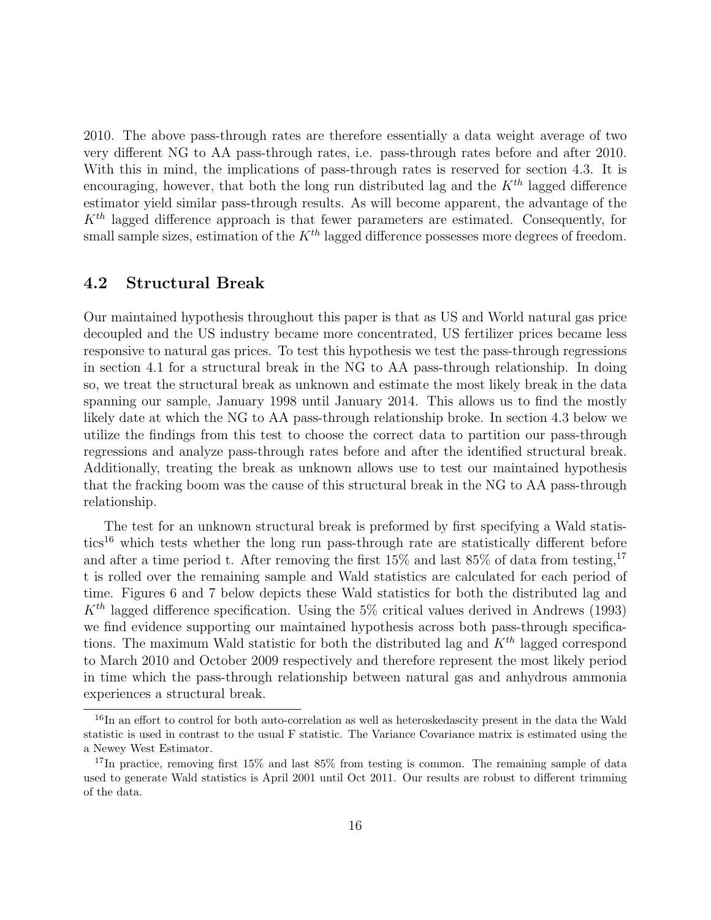2010. The above pass-through rates are therefore essentially a data weight average of two very different NG to AA pass-through rates, i.e. pass-through rates before and after 2010. With this in mind, the implications of pass-through rates is reserved for section 4.3. It is encouraging, however, that both the long run distributed lag and the $K^{th}$ lagged difference estimator yield similar pass-through results. As will become apparent, the advantage of the $K^{th}$ lagged difference approach is that fewer parameters are estimated. Consequently, for small sample sizes, estimation of the $K^{th}$ lagged difference possesses more degrees of freedom.

## 4.2 Structural Break

Our maintained hypothesis throughout this paper is that as US and World natural gas price decoupled and the US industry became more concentrated, US fertilizer prices became less responsive to natural gas prices. To test this hypothesis we test the pass-through regressions in section 4.1 for a structural break in the NG to AA pass-through relationship. In doing so, we treat the structural break as unknown and estimate the most likely break in the data spanning our sample, January 1998 until January 2014. This allows us to find the mostly likely date at which the NG to AA pass-through relationship broke. In section 4.3 below we utilize the findings from this test to choose the correct data to partition our pass-through regressions and analyze pass-through rates before and after the identified structural break. Additionally, treating the break as unknown allows use to test our maintained hypothesis that the fracking boom was the cause of this structural break in the NG to AA pass-through relationship.

The test for an unknown structural break is preformed by first specifying a Wald statistics[16] which tests whether the long run pass-through rate are statistically different before and after a time period t. After removing the first 15% and last 85% of data from testing,[17] t is rolled over the remaining sample and Wald statistics are calculated for each period of time. Figures 6 and 7 below depicts these Wald statistics for both the distributed lag and $K^{th}$ lagged difference specification. Using the 5% critical values derived in Andrews (1993) we find evidence supporting our maintained hypothesis across both pass-through specifications. The maximum Wald statistic for both the distributed lag and $K^{th}$ lagged correspond to March 2010 and October 2009 respectively and therefore represent the most likely period in time which the pass-through relationship between natural gas and anhydrous ammonia experiences a structural break.

[16]In an effort to control for both auto-correlation as well as heteroskedascity present in the data the Wald statistic is used in contrast to the usual F statistic. The Variance Covariance matrix is estimated using the a Newey West Estimator.

[17]In practice, removing first 15% and last 85% from testing is common. The remaining sample of data used to generate Wald statistics is April 2001 until Oct 2011. Our results are robust to different trimming of the data.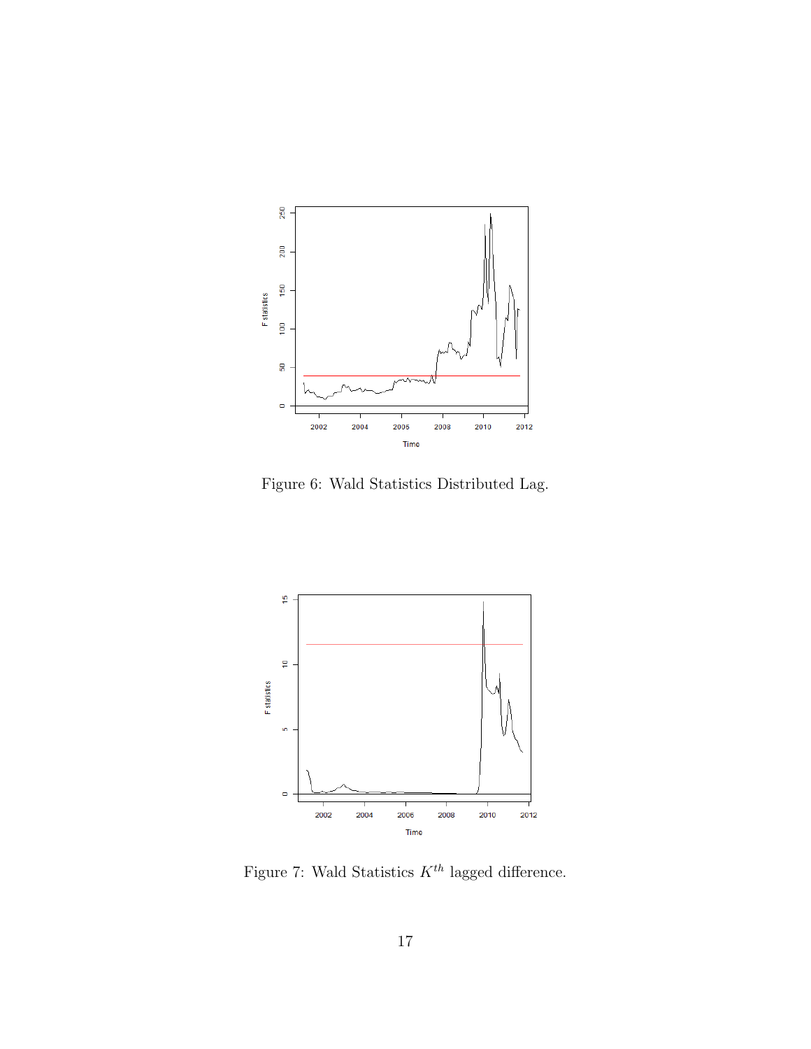Figure 6: Wald Statistics Distributed Lag.

Figure 7: Wald Statistics $K^{th}$ lagged difference.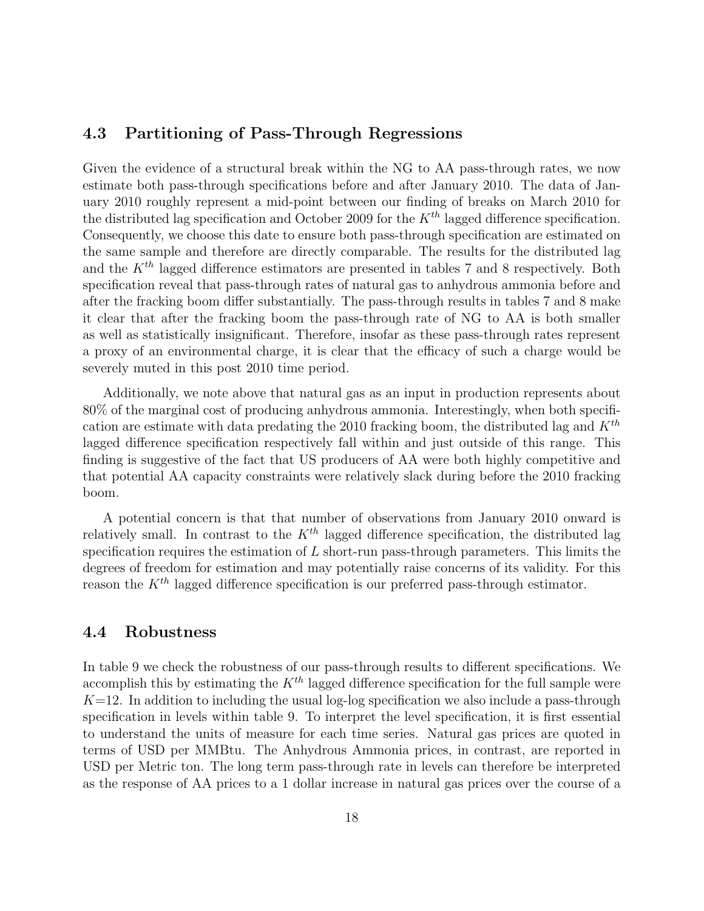### 4.3 Partitioning of Pass-Through Regressions

Given the evidence of a structural break within the NG to AA pass-through rates, we now estimate both pass-through specifications before and after January 2010. The data of January 2010 roughly represent a mid-point between our finding of breaks on March 2010 for the distributed lag specification and October 2009 for the $K^{th}$ lagged difference specification. Consequently, we choose this date to ensure both pass-through specification are estimated on the same sample and therefore are directly comparable. The results for the distributed lag and the $K^{th}$ lagged difference estimators are presented in tables 7 and 8 respectively. Both specification reveal that pass-through rates of natural gas to anhydrous ammonia before and after the fracking boom differ substantially. The pass-through results in tables 7 and 8 make it clear that after the fracking boom the pass-through rate of NG to AA is both smaller as well as statistically insignificant. Therefore, insofar as these pass-through rates represent a proxy of an environmental charge, it is clear that the efficacy of such a charge would be severely muted in this post 2010 time period.

Additionally, we note above that natural gas as an input in production represents about 80% of the marginal cost of producing anhydrous ammonia. Interestingly, when both specification are estimate with data predating the 2010 fracking boom, the distributed lag and $K^{th}$ lagged difference specification respectively fall within and just outside of this range. This finding is suggestive of the fact that US producers of AA were both highly competitive and that potential AA capacity constraints were relatively slack during before the 2010 fracking boom.

A potential concern is that that number of observations from January 2010 onward is relatively small. In contrast to the $K^{th}$ lagged difference specification, the distributed lag specification requires the estimation of $L$ short-run pass-through parameters. This limits the degrees of freedom for estimation and may potentially raise concerns of its validity. For this reason the $K^{th}$ lagged difference specification is our preferred pass-through estimator.

### 4.4 Robustness

In table 9 we check the robustness of our pass-through results to different specifications. We accomplish this by estimating the $K^{th}$ lagged difference specification for the full sample were $K$=12. In addition to including the usual log-log specification we also include a pass-through specification in levels within table 9. To interpret the level specification, it is first essential to understand the units of measure for each time series. Natural gas prices are quoted in terms of USD per MMBtu. The Anhydrous Ammonia prices, in contrast, are reported in USD per Metric ton. The long term pass-through rate in levels can therefore be interpreted as the response of AA prices to a 1 dollar increase in natural gas prices over the course of a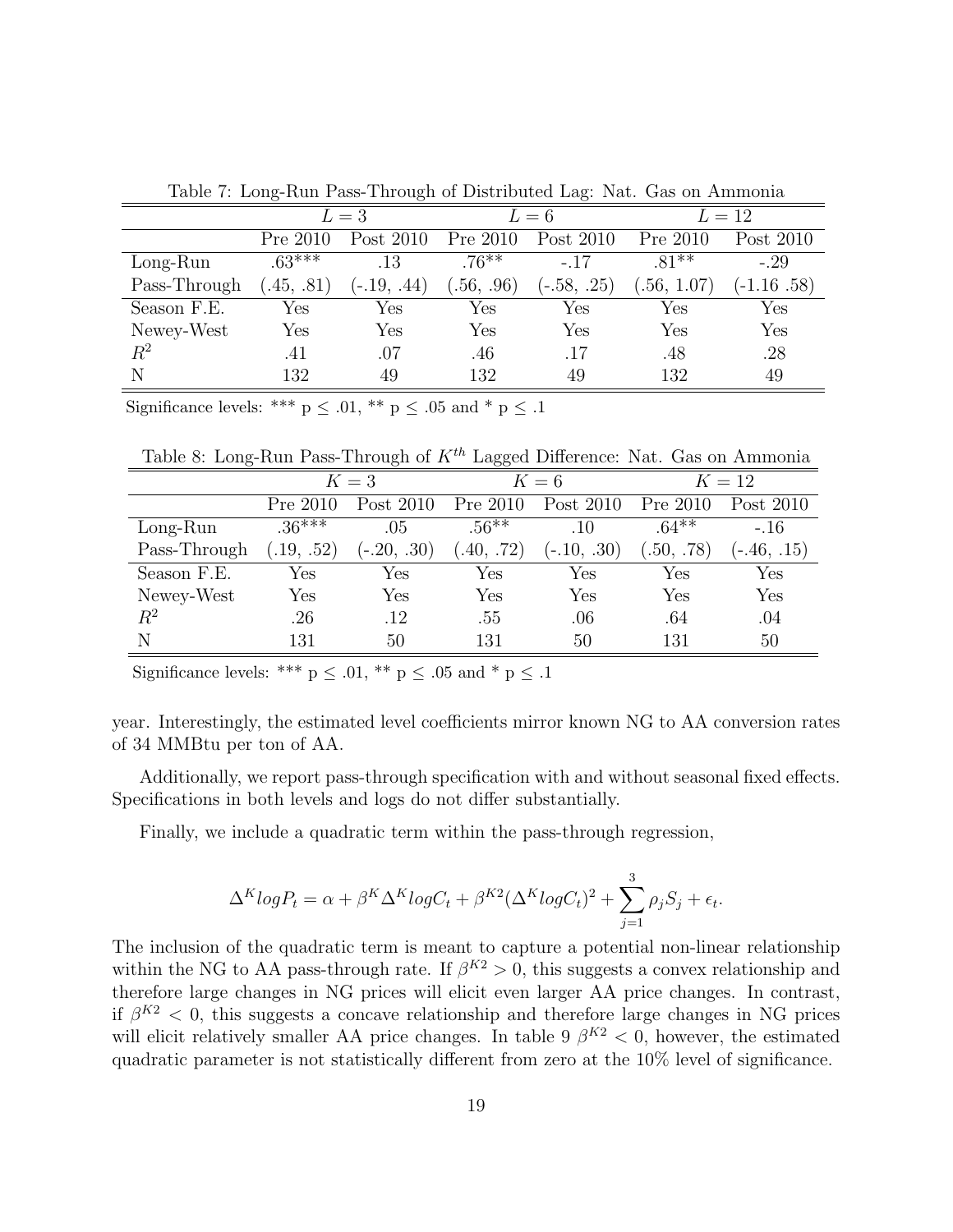Table 7: Long-Run Pass-Through of Distributed Lag: Nat. Gas on Ammonia

| | $L = 3$ | | $L = 6$ | | $L = 12$ | |
|---|---|---|---|---|---|---|
| | Pre 2010 | Post 2010 | Pre 2010 | Post 2010 | Pre 2010 | Post 2010 |
| Long-Run | .63*** | .13 | .76** | -.17 | .81** | -.29 |
| Pass-Through | (.45, .81) | (-.19, .44) | (.56, .96) | (-.58, .25) | (.56, 1.07) | (-1.16 .58) |
| Season F.E. | Yes | Yes | Yes | Yes | Yes | Yes |
| Newey-West | Yes | Yes | Yes | Yes | Yes | Yes |
| $R^2$ | .41 | .07 | .46 | .17 | .48 | .28 |
| N | 132 | 49 | 132 | 49 | 132 | 49 |

Significance levels: *** p ≤ .01, ** p ≤ .05 and * p ≤ .1

Table 8: Long-Run Pass-Through of $K^{th}$ Lagged Difference: Nat. Gas on Ammonia

| | $K = 3$ | | $K = 6$ | | $K = 12$ | |
|---|---|---|---|---|---|---|
| | Pre 2010 | Post 2010 | Pre 2010 | Post 2010 | Pre 2010 | Post 2010 |
| Long-Run | .36*** | .05 | .56** | .10 | .64** | -.16 |
| Pass-Through | (.19, .52) | (-.20, .30) | (.40, .72) | (-.10, .30) | (.50, .78) | (-.46, .15) |
| Season F.E. | Yes | Yes | Yes | Yes | Yes | Yes |
| Newey-West | Yes | Yes | Yes | Yes | Yes | Yes |
| $R^2$ | .26 | .12 | .55 | .06 | .64 | .04 |
| N | 131 | 50 | 131 | 50 | 131 | 50 |

Significance levels: *** p ≤ .01, ** p ≤ .05 and * p ≤ .1

year. Interestingly, the estimated level coefficients mirror known NG to AA conversion rates of 34 MMBtu per ton of AA.

Additionally, we report pass-through specification with and without seasonal fixed effects. Specifications in both levels and logs do not differ substantially.

Finally, we include a quadratic term within the pass-through regression,

$$\Delta^K logP_t = \alpha + \beta^K \Delta^K logC_t + \beta^{K2}(\Delta^K logC_t)^2 + \sum_{j=1}^{3} \rho_j S_j + \epsilon_t.$$

The inclusion of the quadratic term is meant to capture a potential non-linear relationship within the NG to AA pass-through rate. If $\beta^{K2} > 0$, this suggests a convex relationship and therefore large changes in NG prices will elicit even larger AA price changes. In contrast, if $\beta^{K2} < 0$, this suggests a concave relationship and therefore large changes in NG prices will elicit relatively smaller AA price changes. In table 9 $\beta^{K2} < 0$, however, the estimated quadratic parameter is not statistically different from zero at the 10% level of significance.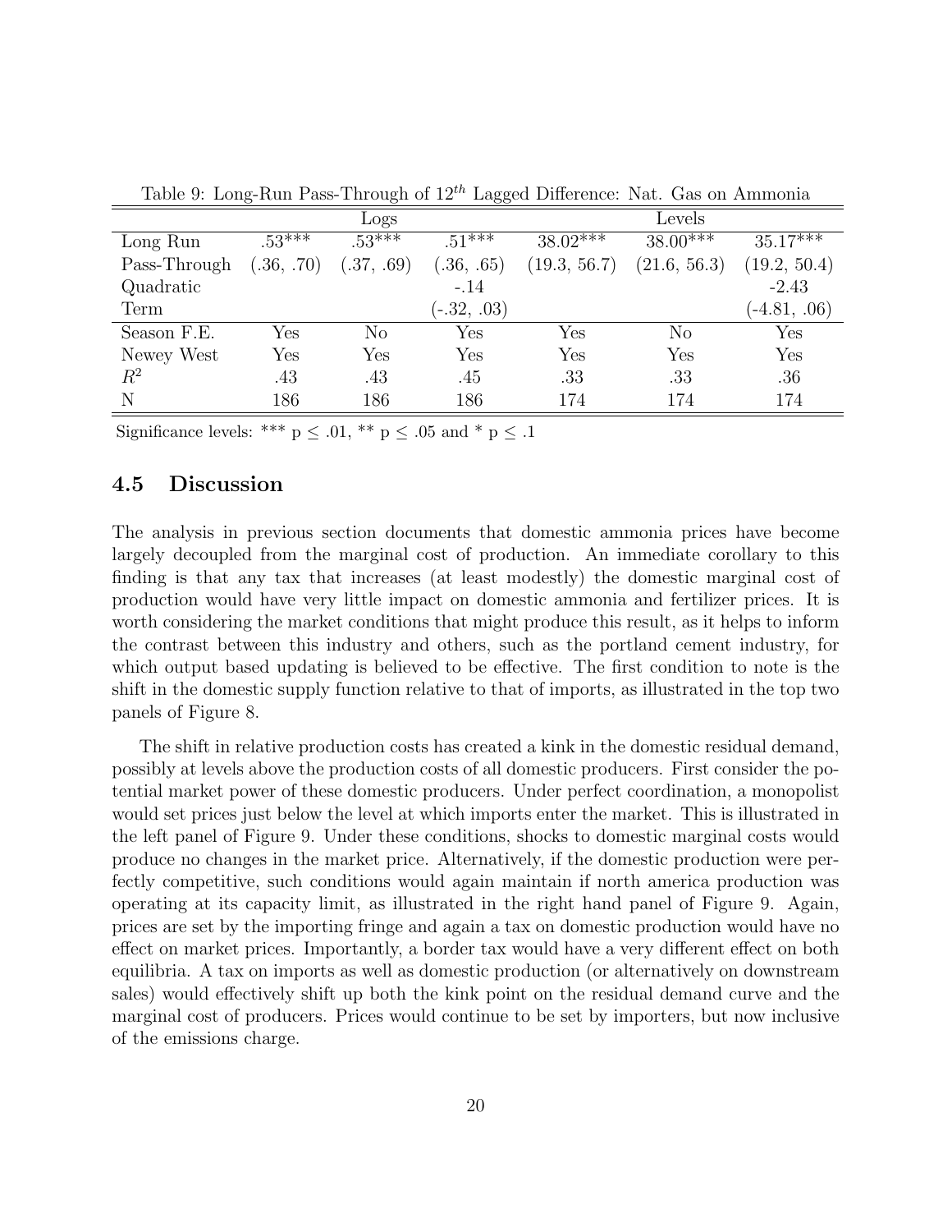Table 9: Long-Run Pass-Through of $12^{th}$ Lagged Difference: Nat. Gas on Ammonia

| | Logs | | | Levels | | |
|---|---|---|---|---|---|---|
| Long Run | .53*** | .53*** | .51*** | 38.02*** | 38.00*** | 35.17*** |
| Pass-Through | (.36, .70) | (.37, .69) | (.36, .65) | (19.3, 56.7) | (21.6, 56.3) | (19.2, 50.4) |
| Quadratic | | | -.14 | | | -2.43 |
| Term | | | (-.32, .03) | | | (-4.81, .06) |
| Season F.E. | Yes | No | Yes | Yes | No | Yes |
| Newey West | Yes | Yes | Yes | Yes | Yes | Yes |
| $R^2$ | .43 | .43 | .45 | .33 | .33 | .36 |
| N | 186 | 186 | 186 | 174 | 174 | 174 |

Significance levels: *** $p \leq .01$, ** $p \leq .05$ and * $p \leq .1$

## 4.5 Discussion

The analysis in previous section documents that domestic ammonia prices have become largely decoupled from the marginal cost of production. An immediate corollary to this finding is that any tax that increases (at least modestly) the domestic marginal cost of production would have very little impact on domestic ammonia and fertilizer prices. It is worth considering the market conditions that might produce this result, as it helps to inform the contrast between this industry and others, such as the portland cement industry, for which output based updating is believed to be effective. The first condition to note is the shift in the domestic supply function relative to that of imports, as illustrated in the top two panels of Figure 8.

The shift in relative production costs has created a kink in the domestic residual demand, possibly at levels above the production costs of all domestic producers. First consider the potential market power of these domestic producers. Under perfect coordination, a monopolist would set prices just below the level at which imports enter the market. This is illustrated in the left panel of Figure 9. Under these conditions, shocks to domestic marginal costs would produce no changes in the market price. Alternatively, if the domestic production were perfectly competitive, such conditions would again maintain if north america production was operating at its capacity limit, as illustrated in the right hand panel of Figure 9. Again, prices are set by the importing fringe and again a tax on domestic production would have no effect on market prices. Importantly, a border tax would have a very different effect on both equilibria. A tax on imports as well as domestic production (or alternatively on downstream sales) would effectively shift up both the kink point on the residual demand curve and the marginal cost of producers. Prices would continue to be set by importers, but now inclusive of the emissions charge.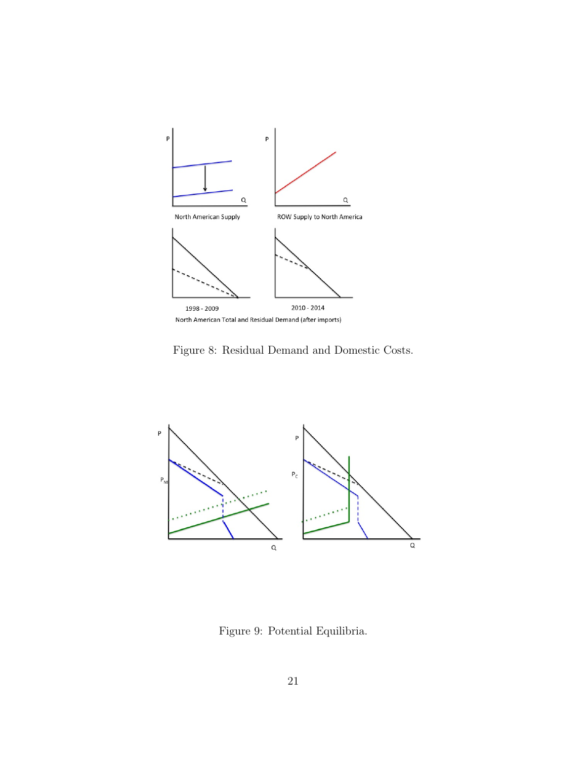Figure 8: Residual Demand and Domestic Costs.

Figure 9: Potential Equilibria.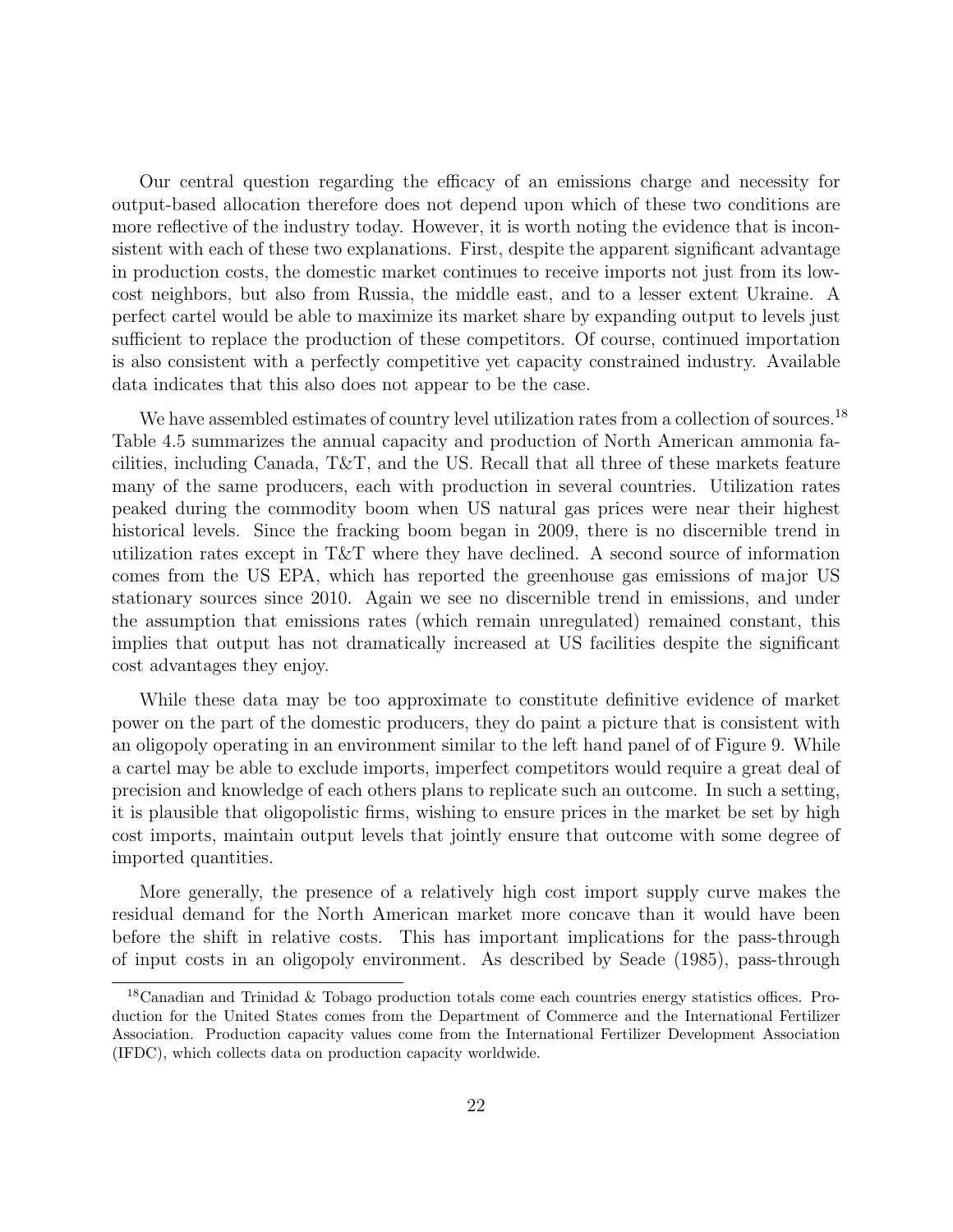Our central question regarding the efficacy of an emissions charge and necessity for output-based allocation therefore does not depend upon which of these two conditions are more reflective of the industry today. However, it is worth noting the evidence that is inconsistent with each of these two explanations. First, despite the apparent significant advantage in production costs, the domestic market continues to receive imports not just from its low-cost neighbors, but also from Russia, the middle east, and to a lesser extent Ukraine. A perfect cartel would be able to maximize its market share by expanding output to levels just sufficient to replace the production of these competitors. Of course, continued importation is also consistent with a perfectly competitive yet capacity constrained industry. Available data indicates that this also does not appear to be the case.

We have assembled estimates of country level utilization rates from a collection of sources.[18] Table 4.5 summarizes the annual capacity and production of North American ammonia facilities, including Canada, T&T, and the US. Recall that all three of these markets feature many of the same producers, each with production in several countries. Utilization rates peaked during the commodity boom when US natural gas prices were near their highest historical levels. Since the fracking boom began in 2009, there is no discernible trend in utilization rates except in T&T where they have declined. A second source of information comes from the US EPA, which has reported the greenhouse gas emissions of major US stationary sources since 2010. Again we see no discernible trend in emissions, and under the assumption that emissions rates (which remain unregulated) remained constant, this implies that output has not dramatically increased at US facilities despite the significant cost advantages they enjoy.

While these data may be too approximate to constitute definitive evidence of market power on the part of the domestic producers, they do paint a picture that is consistent with an oligopoly operating in an environment similar to the left hand panel of of Figure 9. While a cartel may be able to exclude imports, imperfect competitors would require a great deal of precision and knowledge of each others plans to replicate such an outcome. In such a setting, it is plausible that oligopolistic firms, wishing to ensure prices in the market be set by high cost imports, maintain output levels that jointly ensure that outcome with some degree of imported quantities.

More generally, the presence of a relatively high cost import supply curve makes the residual demand for the North American market more concave than it would have been before the shift in relative costs. This has important implications for the pass-through of input costs in an oligopoly environment. As described by Seade (1985), pass-through

[18] Canadian and Trinidad & Tobago production totals come each countries energy statistics offices. Production for the United States comes from the Department of Commerce and the International Fertilizer Association. Production capacity values come from the International Fertilizer Development Association (IFDC), which collects data on production capacity worldwide.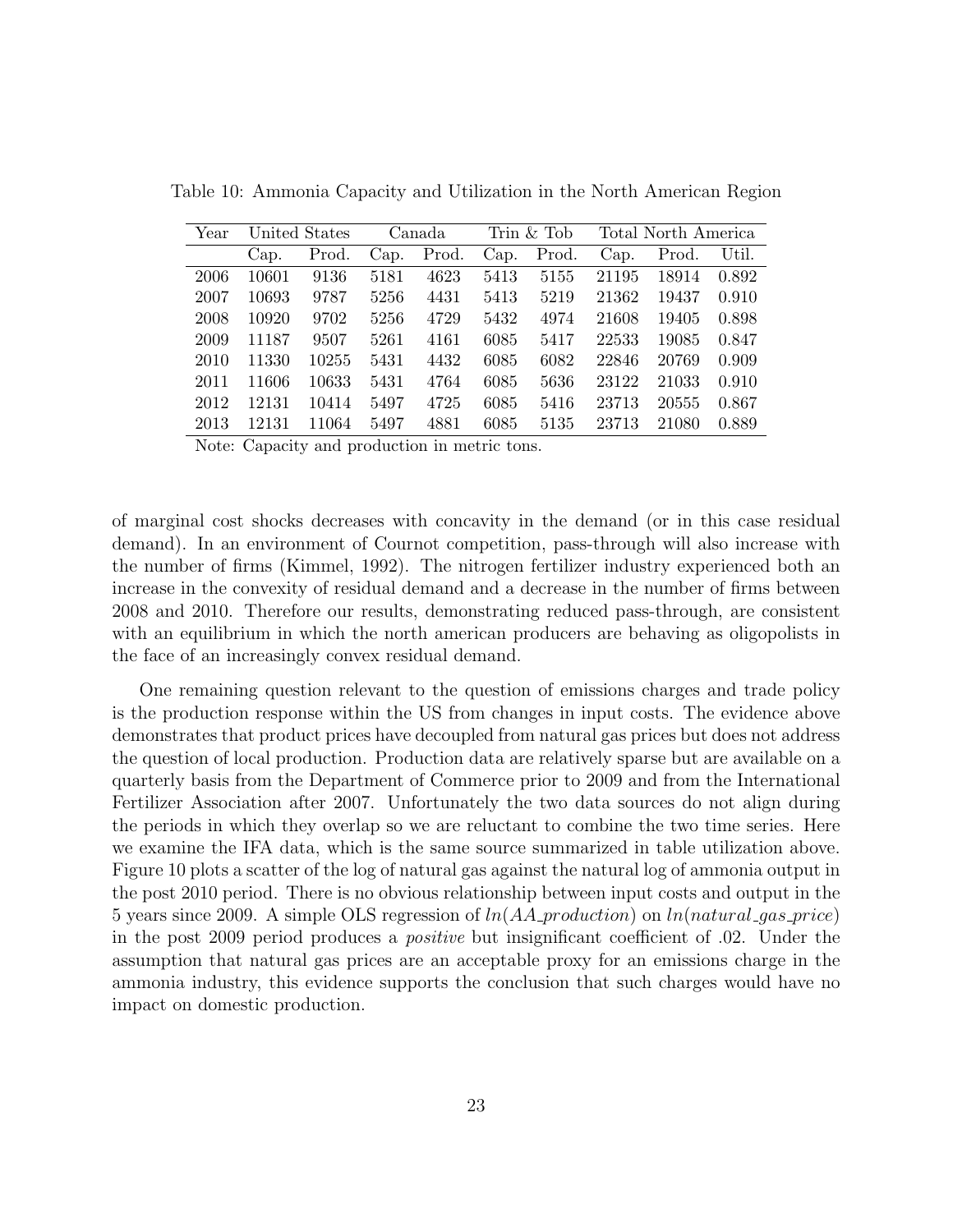Table 10: Ammonia Capacity and Utilization in the North American Region

| Year | United States | | Canada | | Trin & Tob | | Total North America | | |
|---|---|---|---|---|---|---|---|---|---|
| | Cap. | Prod. | Cap. | Prod. | Cap. | Prod. | Cap. | Prod. | Util. |
| 2006 | 10601 | 9136 | 5181 | 4623 | 5413 | 5155 | 21195 | 18914 | 0.892 |
| 2007 | 10693 | 9787 | 5256 | 4431 | 5413 | 5219 | 21362 | 19437 | 0.910 |
| 2008 | 10920 | 9702 | 5256 | 4729 | 5432 | 4974 | 21608 | 19405 | 0.898 |
| 2009 | 11187 | 9507 | 5261 | 4161 | 6085 | 5417 | 22533 | 19085 | 0.847 |
| 2010 | 11330 | 10255 | 5431 | 4432 | 6085 | 6082 | 22846 | 20769 | 0.909 |
| 2011 | 11606 | 10633 | 5431 | 4764 | 6085 | 5636 | 23122 | 21033 | 0.910 |
| 2012 | 12131 | 10414 | 5497 | 4725 | 6085 | 5416 | 23713 | 20555 | 0.867 |
| 2013 | 12131 | 11064 | 5497 | 4881 | 6085 | 5135 | 23713 | 21080 | 0.889 |

Note: Capacity and production in metric tons.

of marginal cost shocks decreases with concavity in the demand (or in this case residual demand). In an environment of Cournot competition, pass-through will also increase with the number of firms (Kimmel, 1992). The nitrogen fertilizer industry experienced both an increase in the convexity of residual demand and a decrease in the number of firms between 2008 and 2010. Therefore our results, demonstrating reduced pass-through, are consistent with an equilibrium in which the north american producers are behaving as oligopolists in the face of an increasingly convex residual demand.

One remaining question relevant to the question of emissions charges and trade policy is the production response within the US from changes in input costs. The evidence above demonstrates that product prices have decoupled from natural gas prices but does not address the question of local production. Production data are relatively sparse but are available on a quarterly basis from the Department of Commerce prior to 2009 and from the International Fertilizer Association after 2007. Unfortunately the two data sources do not align during the periods in which they overlap so we are reluctant to combine the two time series. Here we examine the IFA data, which is the same source summarized in table utilization above. Figure 10 plots a scatter of the log of natural gas against the natural log of ammonia output in the post 2010 period. There is no obvious relationship between input costs and output in the 5 years since 2009. A simple OLS regression of $ln(AA\_production)$ on $ln(natural\_gas\_price)$ in the post 2009 period produces a *positive* but insignificant coefficient of .02. Under the assumption that natural gas prices are an acceptable proxy for an emissions charge in the ammonia industry, this evidence supports the conclusion that such charges would have no impact on domestic production.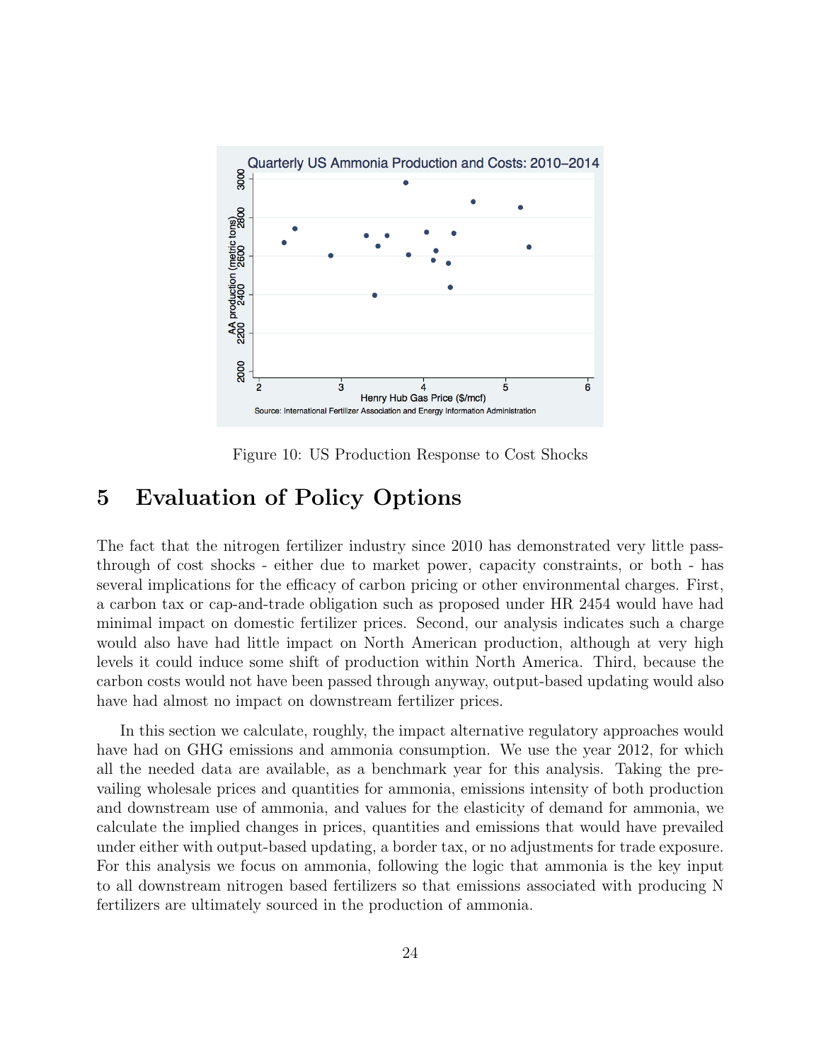Figure 10: US Production Response to Cost Shocks

# 5 Evaluation of Policy Options

The fact that the nitrogen fertilizer industry since 2010 has demonstrated very little pass-through of cost shocks - either due to market power, capacity constraints, or both - has several implications for the efficacy of carbon pricing or other environmental charges. First, a carbon tax or cap-and-trade obligation such as proposed under HR 2454 would have had minimal impact on domestic fertilizer prices. Second, our analysis indicates such a charge would also have had little impact on North American production, although at very high levels it could induce some shift of production within North America. Third, because the carbon costs would not have been passed through anyway, output-based updating would also have had almost no impact on downstream fertilizer prices.

In this section we calculate, roughly, the impact alternative regulatory approaches would have had on GHG emissions and ammonia consumption. We use the year 2012, for which all the needed data are available, as a benchmark year for this analysis. Taking the prevailing wholesale prices and quantities for ammonia, emissions intensity of both production and downstream use of ammonia, and values for the elasticity of demand for ammonia, we calculate the implied changes in prices, quantities and emissions that would have prevailed under either with output-based updating, a border tax, or no adjustments for trade exposure. For this analysis we focus on ammonia, following the logic that ammonia is the key input to all downstream nitrogen based fertilizers so that emissions associated with producing N fertilizers are ultimately sourced in the production of ammonia.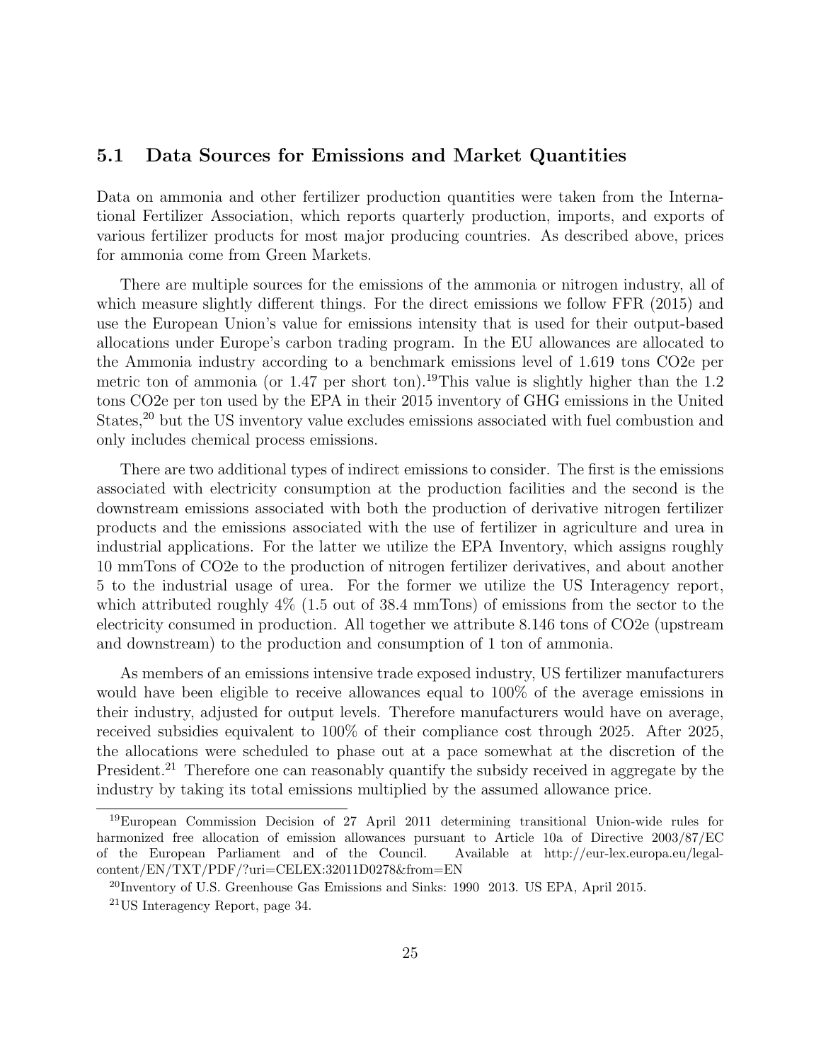## 5.1 Data Sources for Emissions and Market Quantities

Data on ammonia and other fertilizer production quantities were taken from the International Fertilizer Association, which reports quarterly production, imports, and exports of various fertilizer products for most major producing countries. As described above, prices for ammonia come from Green Markets.

There are multiple sources for the emissions of the ammonia or nitrogen industry, all of which measure slightly different things. For the direct emissions we follow FFR (2015) and use the European Union's value for emissions intensity that is used for their output-based allocations under Europe's carbon trading program. In the EU allowances are allocated to the Ammonia industry according to a benchmark emissions level of 1.619 tons CO2e per metric ton of ammonia (or 1.47 per short ton).[19]This value is slightly higher than the 1.2 tons CO2e per ton used by the EPA in their 2015 inventory of GHG emissions in the United States,[20] but the US inventory value excludes emissions associated with fuel combustion and only includes chemical process emissions.

There are two additional types of indirect emissions to consider. The first is the emissions associated with electricity consumption at the production facilities and the second is the downstream emissions associated with both the production of derivative nitrogen fertilizer products and the emissions associated with the use of fertilizer in agriculture and urea in industrial applications. For the latter we utilize the EPA Inventory, which assigns roughly 10 mmTons of CO2e to the production of nitrogen fertilizer derivatives, and about another 5 to the industrial usage of urea. For the former we utilize the US Interagency report, which attributed roughly 4% (1.5 out of 38.4 mmTons) of emissions from the sector to the electricity consumed in production. All together we attribute 8.146 tons of CO2e (upstream and downstream) to the production and consumption of 1 ton of ammonia.

As members of an emissions intensive trade exposed industry, US fertilizer manufacturers would have been eligible to receive allowances equal to 100% of the average emissions in their industry, adjusted for output levels. Therefore manufacturers would have on average, received subsidies equivalent to 100% of their compliance cost through 2025. After 2025, the allocations were scheduled to phase out at a pace somewhat at the discretion of the President.[21] Therefore one can reasonably quantify the subsidy received in aggregate by the industry by taking its total emissions multiplied by the assumed allowance price.

[19]European Commission Decision of 27 April 2011 determining transitional Union-wide rules for harmonized free allocation of emission allowances pursuant to Article 10a of Directive 2003/87/EC of the European Parliament and of the Council. Available at http://eur-lex.europa.eu/legal-content/EN/TXT/PDF/?uri=CELEX:32011D0278&from=EN

[20]Inventory of U.S. Greenhouse Gas Emissions and Sinks: 1990 2013. US EPA, April 2015.

[21]US Interagency Report, page 34.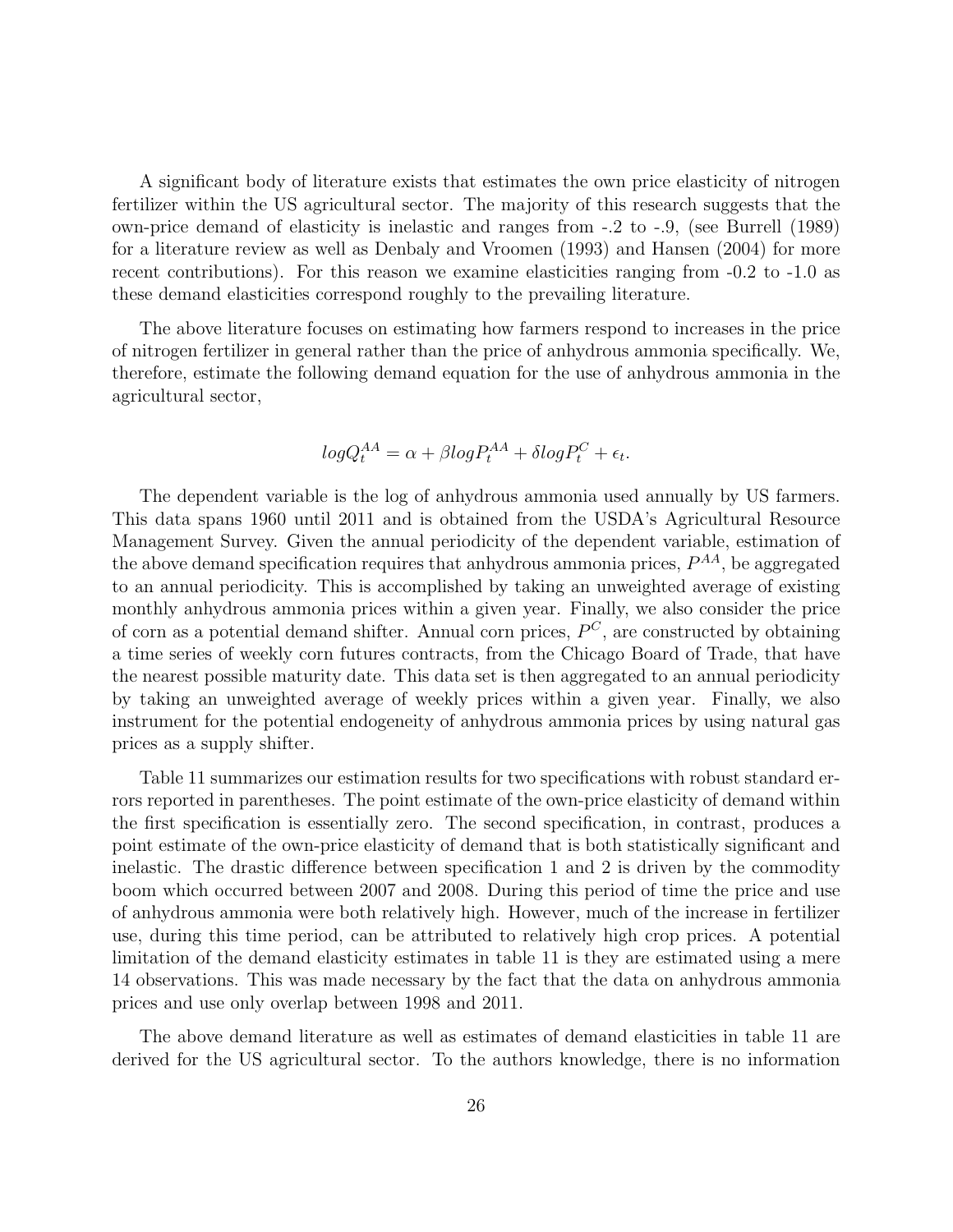A significant body of literature exists that estimates the own price elasticity of nitrogen fertilizer within the US agricultural sector. The majority of this research suggests that the own-price demand of elasticity is inelastic and ranges from -.2 to -.9, (see Burrell (1989) for a literature review as well as Denbaly and Vroomen (1993) and Hansen (2004) for more recent contributions). For this reason we examine elasticities ranging from -0.2 to -1.0 as these demand elasticities correspond roughly to the prevailing literature.

The above literature focuses on estimating how farmers respond to increases in the price of nitrogen fertilizer in general rather than the price of anhydrous ammonia specifically. We, therefore, estimate the following demand equation for the use of anhydrous ammonia in the agricultural sector,

$$logQ_t^{AA} = \alpha + \beta logP_t^{AA} + \delta logP_t^C + \epsilon_t.$$

The dependent variable is the log of anhydrous ammonia used annually by US farmers. This data spans 1960 until 2011 and is obtained from the USDA's Agricultural Resource Management Survey. Given the annual periodicity of the dependent variable, estimation of the above demand specification requires that anhydrous ammonia prices, $P^{AA}$, be aggregated to an annual periodicity. This is accomplished by taking an unweighted average of existing monthly anhydrous ammonia prices within a given year. Finally, we also consider the price of corn as a potential demand shifter. Annual corn prices, $P^C$, are constructed by obtaining a time series of weekly corn futures contracts, from the Chicago Board of Trade, that have the nearest possible maturity date. This data set is then aggregated to an annual periodicity by taking an unweighted average of weekly prices within a given year. Finally, we also instrument for the potential endogeneity of anhydrous ammonia prices by using natural gas prices as a supply shifter.

Table 11 summarizes our estimation results for two specifications with robust standard errors reported in parentheses. The point estimate of the own-price elasticity of demand within the first specification is essentially zero. The second specification, in contrast, produces a point estimate of the own-price elasticity of demand that is both statistically significant and inelastic. The drastic difference between specification 1 and 2 is driven by the commodity boom which occurred between 2007 and 2008. During this period of time the price and use of anhydrous ammonia were both relatively high. However, much of the increase in fertilizer use, during this time period, can be attributed to relatively high crop prices. A potential limitation of the demand elasticity estimates in table 11 is they are estimated using a mere 14 observations. This was made necessary by the fact that the data on anhydrous ammonia prices and use only overlap between 1998 and 2011.

The above demand literature as well as estimates of demand elasticities in table 11 are derived for the US agricultural sector. To the authors knowledge, there is no information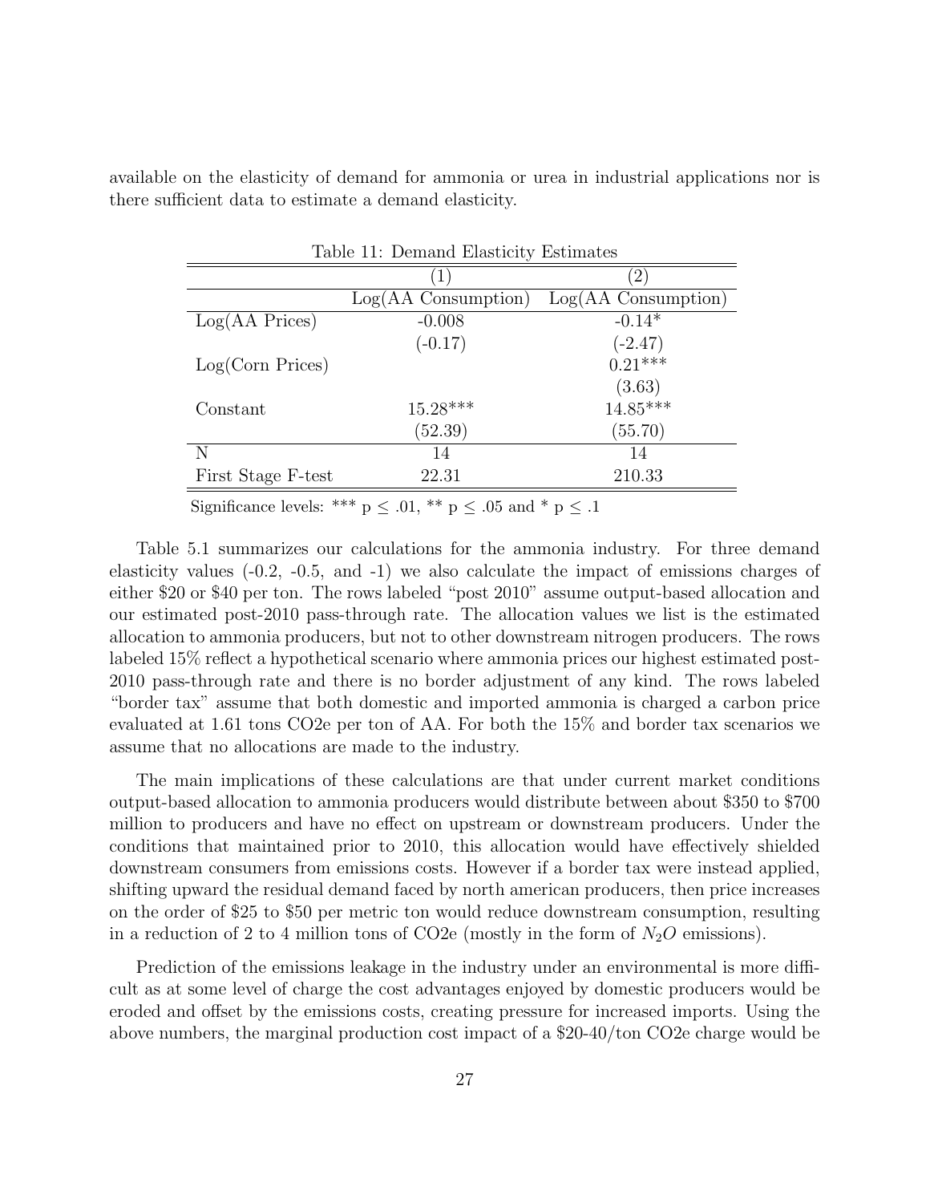available on the elasticity of demand for ammonia or urea in industrial applications nor is there sufficient data to estimate a demand elasticity.

Table 11: Demand Elasticity Estimates

| | (1) | (2) |
|---|---|---|
| | Log(AA Consumption) | Log(AA Consumption) |
| Log(AA Prices) | -0.008 | -0.14* |
| | (-0.17) | (-2.47) |
| Log(Corn Prices) | | 0.21*** |
| | | (3.63) |
| Constant | 15.28*** | 14.85*** |
| | (52.39) | (55.70) |
| N | 14 | 14 |
| First Stage F-test | 22.31 | 210.33 |

Significance levels: *** $p \leq .01$, ** $p \leq .05$ and * $p \leq .1$

Table 5.1 summarizes our calculations for the ammonia industry. For three demand elasticity values (-0.2, -0.5, and -1) we also calculate the impact of emissions charges of either \$20 or \$40 per ton. The rows labeled "post 2010" assume output-based allocation and our estimated post-2010 pass-through rate. The allocation values we list is the estimated allocation to ammonia producers, but not to other downstream nitrogen producers. The rows labeled 15% reflect a hypothetical scenario where ammonia prices our highest estimated post-2010 pass-through rate and there is no border adjustment of any kind. The rows labeled "border tax" assume that both domestic and imported ammonia is charged a carbon price evaluated at 1.61 tons CO2e per ton of AA. For both the 15% and border tax scenarios we assume that no allocations are made to the industry.

The main implications of these calculations are that under current market conditions output-based allocation to ammonia producers would distribute between about \$350 to \$700 million to producers and have no effect on upstream or downstream producers. Under the conditions that maintained prior to 2010, this allocation would have effectively shielded downstream consumers from emissions costs. However if a border tax were instead applied, shifting upward the residual demand faced by north american producers, then price increases on the order of \$25 to \$50 per metric ton would reduce downstream consumption, resulting in a reduction of 2 to 4 million tons of CO2e (mostly in the form of $N_2O$ emissions).

Prediction of the emissions leakage in the industry under an environmental is more difficult as at some level of charge the cost advantages enjoyed by domestic producers would be eroded and offset by the emissions costs, creating pressure for increased imports. Using the above numbers, the marginal production cost impact of a \$20-40/ton CO2e charge would be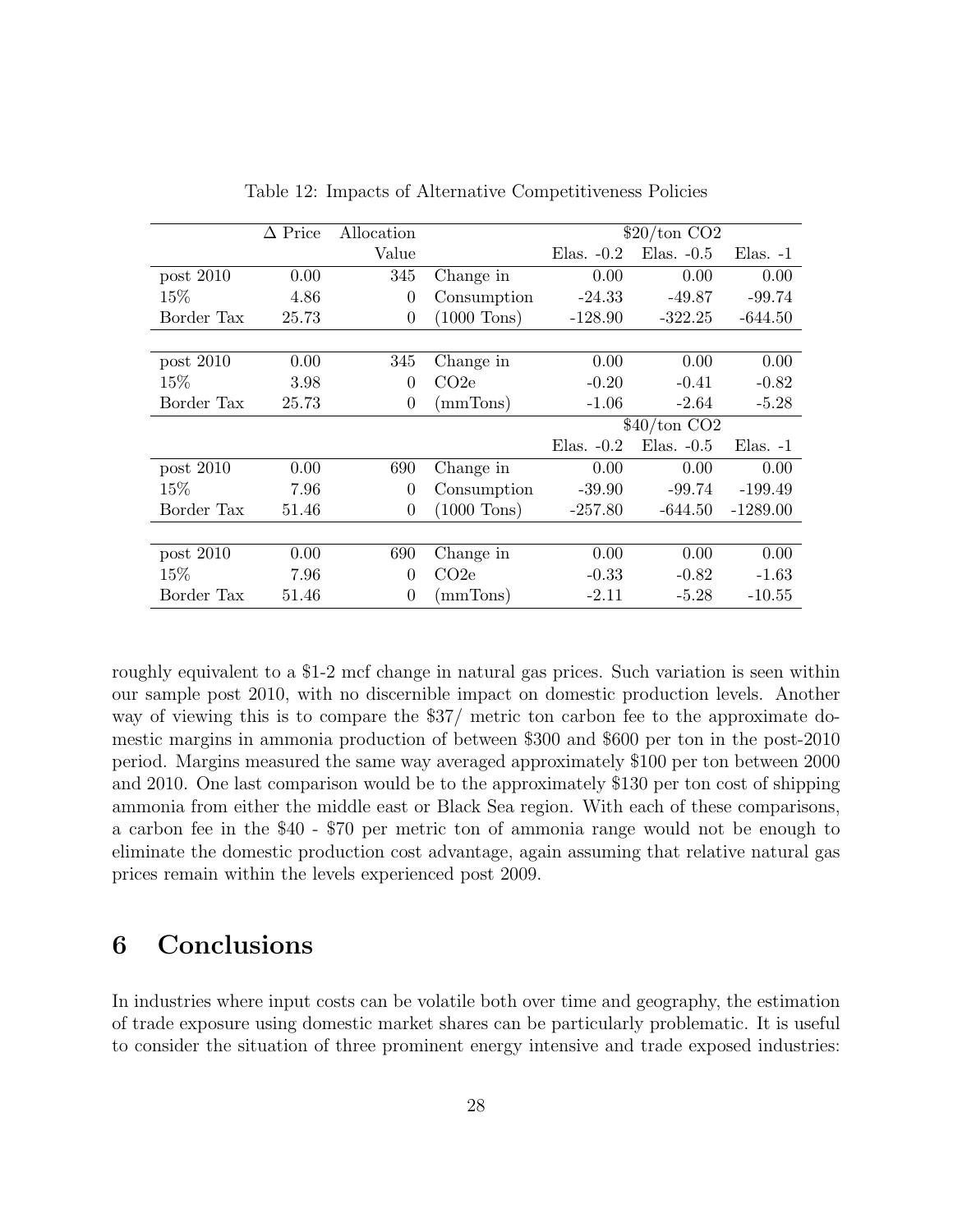Table 12: Impacts of Alternative Competitiveness Policies

| | $\Delta$ Price | Allocation Value | | \$20/ton CO2 Elas. -0.2 | Elas. -0.5 | Elas. -1 |
|---|---|---|---|---|---|---|
| post 2010 | 0.00 | 345 | Change in | 0.00 | 0.00 | 0.00 |
| 15% | 4.86 | 0 | Consumption | -24.33 | -49.87 | -99.74 |
| Border Tax | 25.73 | 0 | (1000 Tons) | -128.90 | -322.25 | -644.50 |
| | | | | | | |
| post 2010 | 0.00 | 345 | Change in | 0.00 | 0.00 | 0.00 |
| 15% | 3.98 | 0 | CO2e | -0.20 | -0.41 | -0.82 |
| Border Tax | 25.73 | 0 | (mmTons) | -1.06 | -2.64 | -5.28 |
| | | | | \$40/ton CO2 Elas. -0.2 | Elas. -0.5 | Elas. -1 |
| post 2010 | 0.00 | 690 | Change in | 0.00 | 0.00 | 0.00 |
| 15% | 7.96 | 0 | Consumption | -39.90 | -99.74 | -199.49 |
| Border Tax | 51.46 | 0 | (1000 Tons) | -257.80 | -644.50 | -1289.00 |
| | | | | | | |
| post 2010 | 0.00 | 690 | Change in | 0.00 | 0.00 | 0.00 |
| 15% | 7.96 | 0 | CO2e | -0.33 | -0.82 | -1.63 |
| Border Tax | 51.46 | 0 | (mmTons) | -2.11 | -5.28 | -10.55 |

roughly equivalent to a \$1-2 mcf change in natural gas prices. Such variation is seen within our sample post 2010, with no discernible impact on domestic production levels. Another way of viewing this is to compare the \$37/ metric ton carbon fee to the approximate domestic margins in ammonia production of between \$300 and \$600 per ton in the post-2010 period. Margins measured the same way averaged approximately \$100 per ton between 2000 and 2010. One last comparison would be to the approximately \$130 per ton cost of shipping ammonia from either the middle east or Black Sea region. With each of these comparisons, a carbon fee in the \$40 - \$70 per metric ton of ammonia range would not be enough to eliminate the domestic production cost advantage, again assuming that relative natural gas prices remain within the levels experienced post 2009.

# 6 Conclusions

In industries where input costs can be volatile both over time and geography, the estimation of trade exposure using domestic market shares can be particularly problematic. It is useful to consider the situation of three prominent energy intensive and trade exposed industries: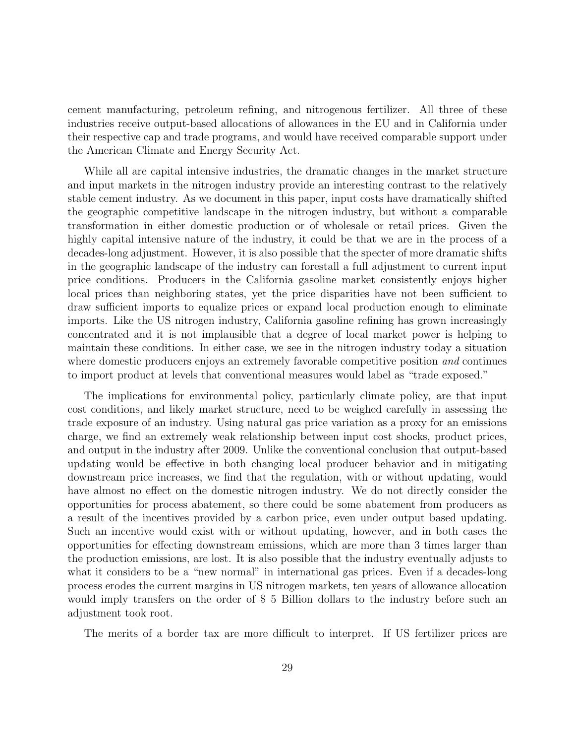cement manufacturing, petroleum refining, and nitrogenous fertilizer. All three of these industries receive output-based allocations of allowances in the EU and in California under their respective cap and trade programs, and would have received comparable support under the American Climate and Energy Security Act.

While all are capital intensive industries, the dramatic changes in the market structure and input markets in the nitrogen industry provide an interesting contrast to the relatively stable cement industry. As we document in this paper, input costs have dramatically shifted the geographic competitive landscape in the nitrogen industry, but without a comparable transformation in either domestic production or of wholesale or retail prices. Given the highly capital intensive nature of the industry, it could be that we are in the process of a decades-long adjustment. However, it is also possible that the specter of more dramatic shifts in the geographic landscape of the industry can forestall a full adjustment to current input price conditions. Producers in the California gasoline market consistently enjoys higher local prices than neighboring states, yet the price disparities have not been sufficient to draw sufficient imports to equalize prices or expand local production enough to eliminate imports. Like the US nitrogen industry, California gasoline refining has grown increasingly concentrated and it is not implausible that a degree of local market power is helping to maintain these conditions. In either case, we see in the nitrogen industry today a situation where domestic producers enjoys an extremely favorable competitive position *and* continues to import product at levels that conventional measures would label as "trade exposed."

The implications for environmental policy, particularly climate policy, are that input cost conditions, and likely market structure, need to be weighed carefully in assessing the trade exposure of an industry. Using natural gas price variation as a proxy for an emissions charge, we find an extremely weak relationship between input cost shocks, product prices, and output in the industry after 2009. Unlike the conventional conclusion that output-based updating would be effective in both changing local producer behavior and in mitigating downstream price increases, we find that the regulation, with or without updating, would have almost no effect on the domestic nitrogen industry. We do not directly consider the opportunities for process abatement, so there could be some abatement from producers as a result of the incentives provided by a carbon price, even under output based updating. Such an incentive would exist with or without updating, however, and in both cases the opportunities for effecting downstream emissions, which are more than 3 times larger than the production emissions, are lost. It is also possible that the industry eventually adjusts to what it considers to be a "new normal" in international gas prices. Even if a decades-long process erodes the current margins in US nitrogen markets, ten years of allowance allocation would imply transfers on the order of $ 5 Billion dollars to the industry before such an adjustment took root.

The merits of a border tax are more difficult to interpret. If US fertilizer prices are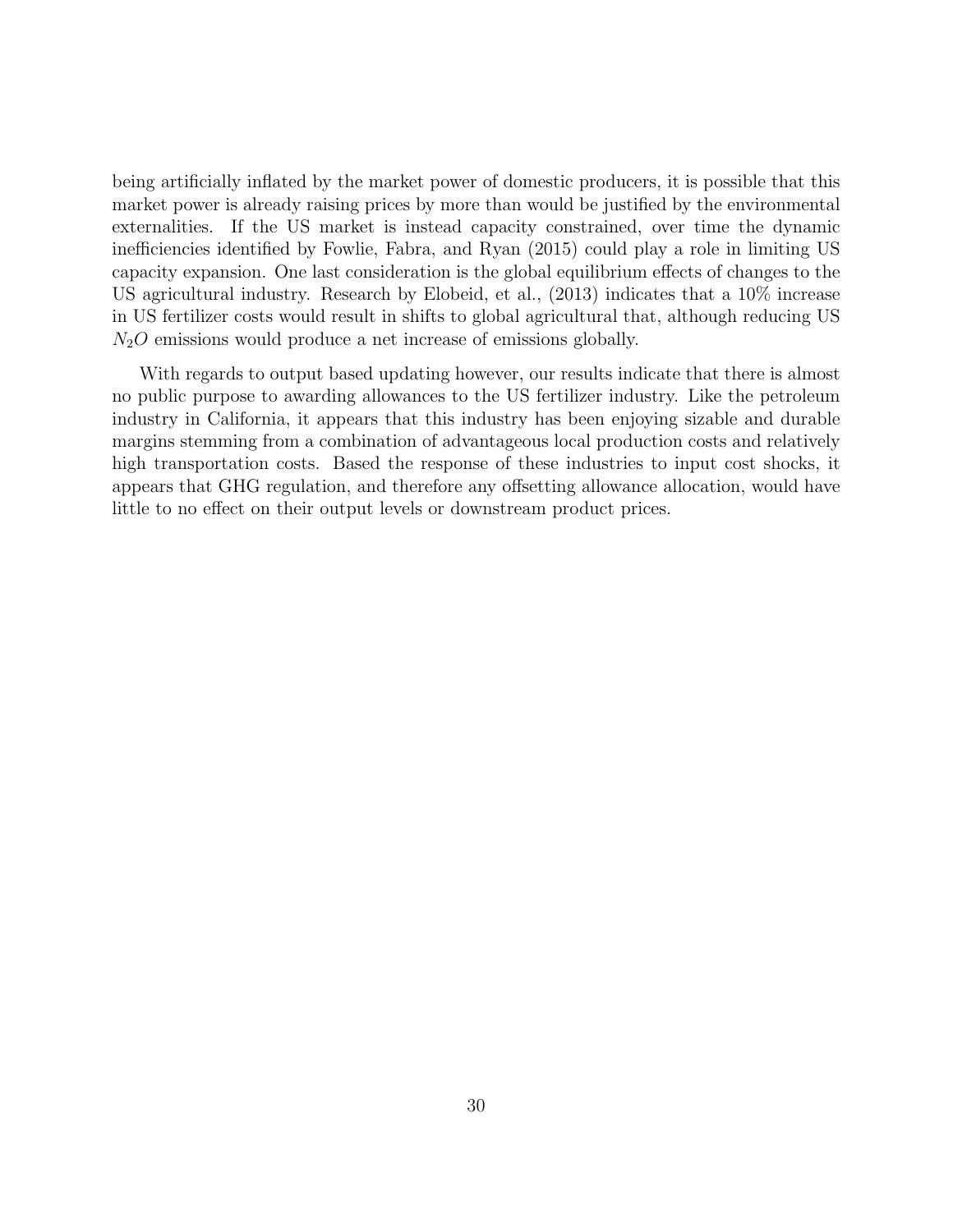being artificially inflated by the market power of domestic producers, it is possible that this market power is already raising prices by more than would be justified by the environmental externalities. If the US market is instead capacity constrained, over time the dynamic inefficiencies identified by Fowlie, Fabra, and Ryan (2015) could play a role in limiting US capacity expansion. One last consideration is the global equilibrium effects of changes to the US agricultural industry. Research by Elobeid, et al., (2013) indicates that a 10% increase in US fertilizer costs would result in shifts to global agricultural that, although reducing US $N_2O$ emissions would produce a net increase of emissions globally.

With regards to output based updating however, our results indicate that there is almost no public purpose to awarding allowances to the US fertilizer industry. Like the petroleum industry in California, it appears that this industry has been enjoying sizable and durable margins stemming from a combination of advantageous local production costs and relatively high transportation costs. Based the response of these industries to input cost shocks, it appears that GHG regulation, and therefore any offsetting allowance allocation, would have little to no effect on their output levels or downstream product prices.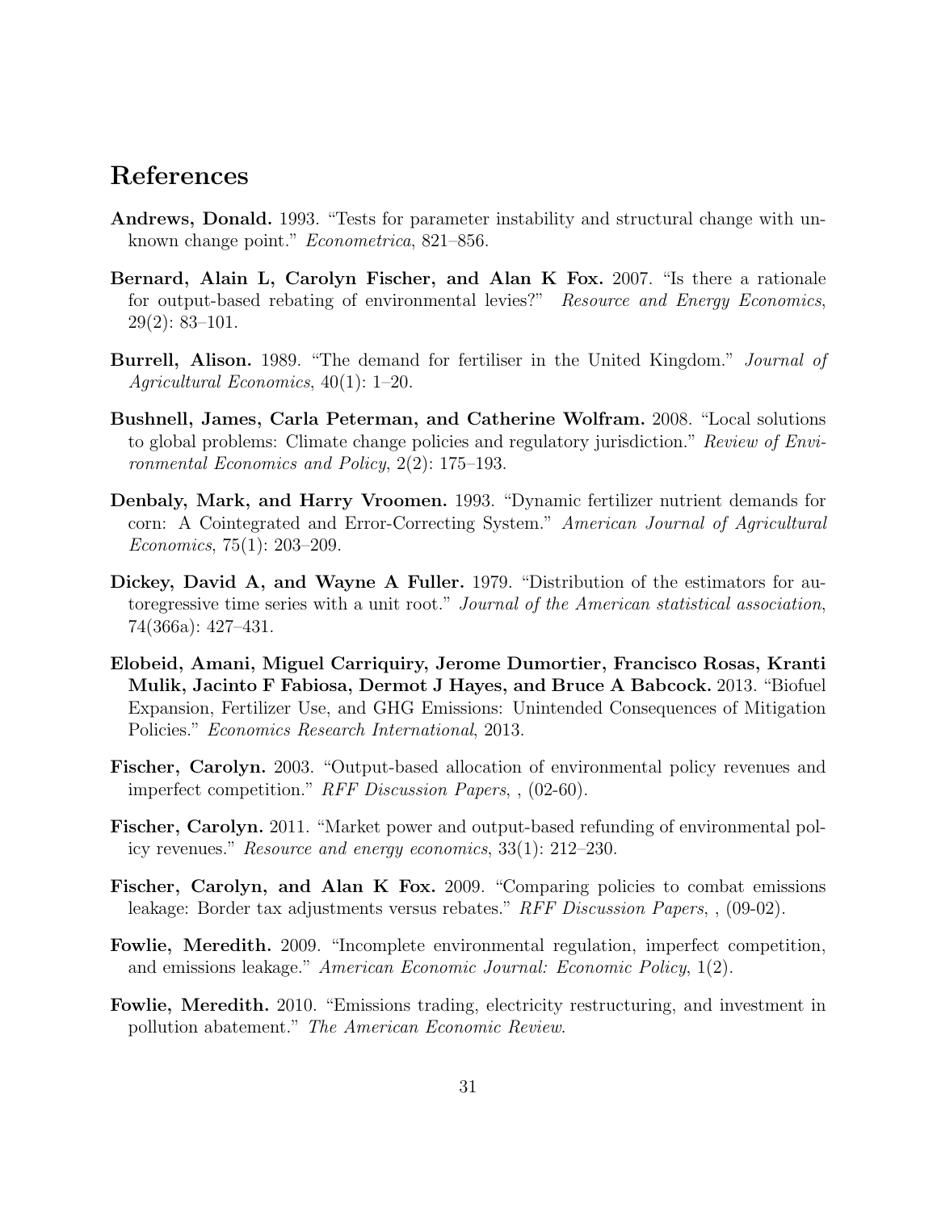# References

**Andrews, Donald.** 1993. "Tests for parameter instability and structural change with unknown change point." *Econometrica*, 821–856.

**Bernard, Alain L, Carolyn Fischer, and Alan K Fox.** 2007. "Is there a rationale for output-based rebating of environmental levies?" *Resource and Energy Economics*, 29(2): 83–101.

**Burrell, Alison.** 1989. "The demand for fertiliser in the United Kingdom." *Journal of Agricultural Economics*, 40(1): 1–20.

**Bushnell, James, Carla Peterman, and Catherine Wolfram.** 2008. "Local solutions to global problems: Climate change policies and regulatory jurisdiction." *Review of Environmental Economics and Policy*, 2(2): 175–193.

**Denbaly, Mark, and Harry Vroomen.** 1993. "Dynamic fertilizer nutrient demands for corn: A Cointegrated and Error-Correcting System." *American Journal of Agricultural Economics*, 75(1): 203–209.

**Dickey, David A, and Wayne A Fuller.** 1979. "Distribution of the estimators for autoregressive time series with a unit root." *Journal of the American statistical association*, 74(366a): 427–431.

**Elobeid, Amani, Miguel Carriquiry, Jerome Dumortier, Francisco Rosas, Kranti Mulik, Jacinto F Fabiosa, Dermot J Hayes, and Bruce A Babcock.** 2013. "Biofuel Expansion, Fertilizer Use, and GHG Emissions: Unintended Consequences of Mitigation Policies." *Economics Research International*, 2013.

**Fischer, Carolyn.** 2003. "Output-based allocation of environmental policy revenues and imperfect competition." *RFF Discussion Papers*, , (02-60).

**Fischer, Carolyn.** 2011. "Market power and output-based refunding of environmental policy revenues." *Resource and energy economics*, 33(1): 212–230.

**Fischer, Carolyn, and Alan K Fox.** 2009. "Comparing policies to combat emissions leakage: Border tax adjustments versus rebates." *RFF Discussion Papers*, , (09-02).

**Fowlie, Meredith.** 2009. "Incomplete environmental regulation, imperfect competition, and emissions leakage." *American Economic Journal: Economic Policy*, 1(2).

**Fowlie, Meredith.** 2010. "Emissions trading, electricity restructuring, and investment in pollution abatement." *The American Economic Review*.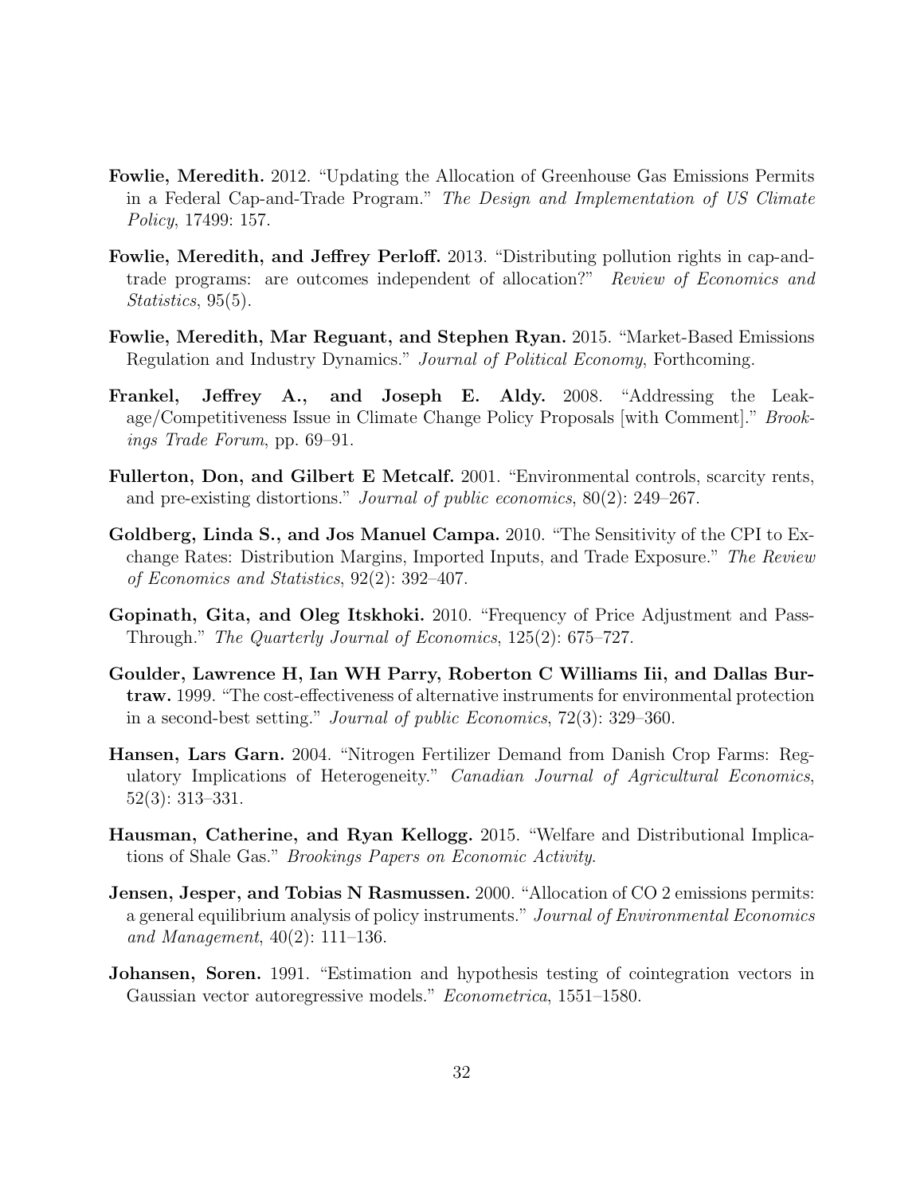**Fowlie, Meredith.** 2012. "Updating the Allocation of Greenhouse Gas Emissions Permits in a Federal Cap-and-Trade Program." *The Design and Implementation of US Climate Policy*, 17499: 157.

**Fowlie, Meredith, and Jeffrey Perloff.** 2013. "Distributing pollution rights in cap-and-trade programs: are outcomes independent of allocation?" *Review of Economics and Statistics*, 95(5).

**Fowlie, Meredith, Mar Reguant, and Stephen Ryan.** 2015. "Market-Based Emissions Regulation and Industry Dynamics." *Journal of Political Economy*, Forthcoming.

**Frankel, Jeffrey A., and Joseph E. Aldy.** 2008. "Addressing the Leakage/Competitiveness Issue in Climate Change Policy Proposals [with Comment]." *Brookings Trade Forum*, pp. 69–91.

**Fullerton, Don, and Gilbert E Metcalf.** 2001. "Environmental controls, scarcity rents, and pre-existing distortions." *Journal of public economics*, 80(2): 249–267.

**Goldberg, Linda S., and Jos Manuel Campa.** 2010. "The Sensitivity of the CPI to Exchange Rates: Distribution Margins, Imported Inputs, and Trade Exposure." *The Review of Economics and Statistics*, 92(2): 392–407.

**Gopinath, Gita, and Oleg Itskhoki.** 2010. "Frequency of Price Adjustment and Pass-Through." *The Quarterly Journal of Economics*, 125(2): 675–727.

**Goulder, Lawrence H, Ian WH Parry, Roberton C Williams Iii, and Dallas Burtraw.** 1999. "The cost-effectiveness of alternative instruments for environmental protection in a second-best setting." *Journal of public Economics*, 72(3): 329–360.

**Hansen, Lars Garn.** 2004. "Nitrogen Fertilizer Demand from Danish Crop Farms: Regulatory Implications of Heterogeneity." *Canadian Journal of Agricultural Economics*, 52(3): 313–331.

**Hausman, Catherine, and Ryan Kellogg.** 2015. "Welfare and Distributional Implications of Shale Gas." *Brookings Papers on Economic Activity*.

**Jensen, Jesper, and Tobias N Rasmussen.** 2000. "Allocation of CO 2 emissions permits: a general equilibrium analysis of policy instruments." *Journal of Environmental Economics and Management*, 40(2): 111–136.

**Johansen, Soren.** 1991. "Estimation and hypothesis testing of cointegration vectors in Gaussian vector autoregressive models." *Econometrica*, 1551–1580.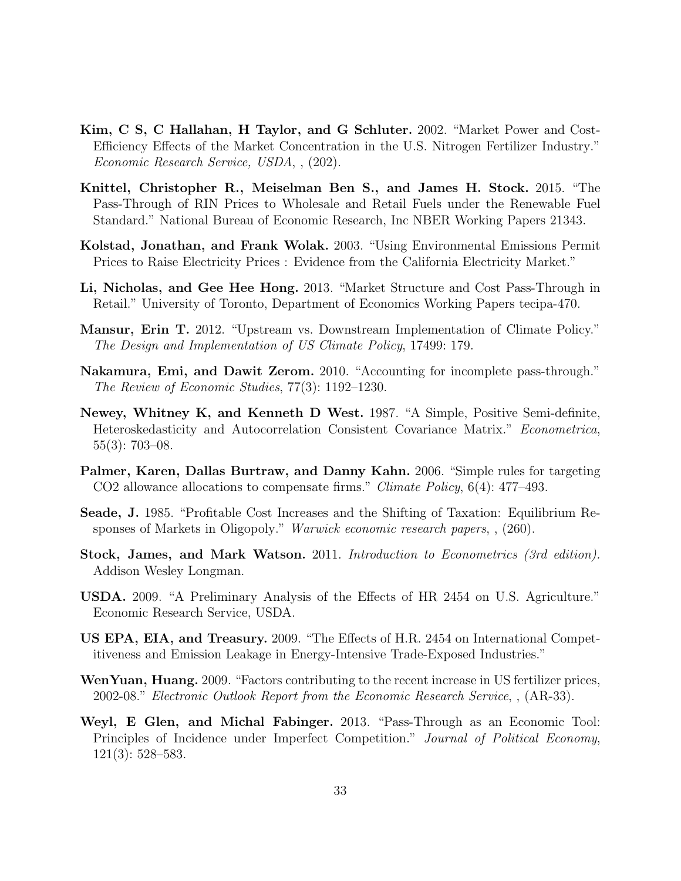**Kim, C S, C Hallahan, H Taylor, and G Schluter.** 2002. "Market Power and Cost-Efficiency Effects of the Market Concentration in the U.S. Nitrogen Fertilizer Industry." *Economic Research Service, USDA*, , (202).

**Knittel, Christopher R., Meiselman Ben S., and James H. Stock.** 2015. "The Pass-Through of RIN Prices to Wholesale and Retail Fuels under the Renewable Fuel Standard." National Bureau of Economic Research, Inc NBER Working Papers 21343.

**Kolstad, Jonathan, and Frank Wolak.** 2003. "Using Environmental Emissions Permit Prices to Raise Electricity Prices : Evidence from the California Electricity Market."

**Li, Nicholas, and Gee Hee Hong.** 2013. "Market Structure and Cost Pass-Through in Retail." University of Toronto, Department of Economics Working Papers tecipa-470.

**Mansur, Erin T.** 2012. "Upstream vs. Downstream Implementation of Climate Policy." *The Design and Implementation of US Climate Policy*, 17499: 179.

**Nakamura, Emi, and Dawit Zerom.** 2010. "Accounting for incomplete pass-through." *The Review of Economic Studies*, 77(3): 1192–1230.

**Newey, Whitney K, and Kenneth D West.** 1987. "A Simple, Positive Semi-definite, Heteroskedasticity and Autocorrelation Consistent Covariance Matrix." *Econometrica*, 55(3): 703–08.

**Palmer, Karen, Dallas Burtraw, and Danny Kahn.** 2006. "Simple rules for targeting CO2 allowance allocations to compensate firms." *Climate Policy*, 6(4): 477–493.

**Seade, J.** 1985. "Profitable Cost Increases and the Shifting of Taxation: Equilibrium Responses of Markets in Oligopoly." *Warwick economic research papers*, , (260).

**Stock, James, and Mark Watson.** 2011. *Introduction to Econometrics (3rd edition).* Addison Wesley Longman.

**USDA.** 2009. "A Preliminary Analysis of the Effects of HR 2454 on U.S. Agriculture." Economic Research Service, USDA.

**US EPA, EIA, and Treasury.** 2009. "The Effects of H.R. 2454 on International Competitiveness and Emission Leakage in Energy-Intensive Trade-Exposed Industries."

**WenYuan, Huang.** 2009. "Factors contributing to the recent increase in US fertilizer prices, 2002-08." *Electronic Outlook Report from the Economic Research Service*, , (AR-33).

**Weyl, E Glen, and Michal Fabinger.** 2013. "Pass-Through as an Economic Tool: Principles of Incidence under Imperfect Competition." *Journal of Political Economy*, 121(3): 528–583.